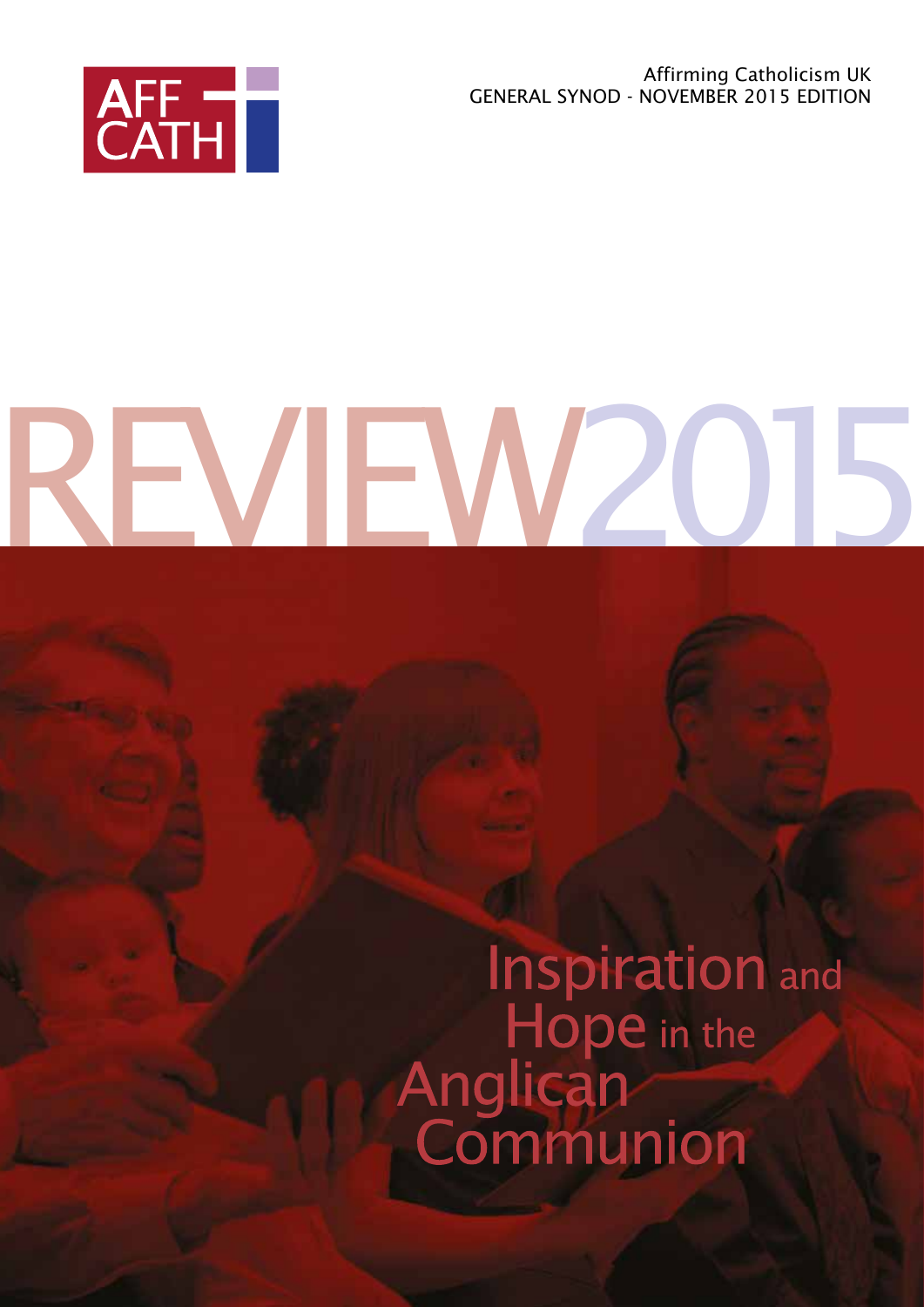AFF CATH

Affirming Catholicism UK
GENERAL SYNOD - NOVEMBER 2015 EDITION

# REVIEW2015

## Inspiration and Hope in the Anglican Communion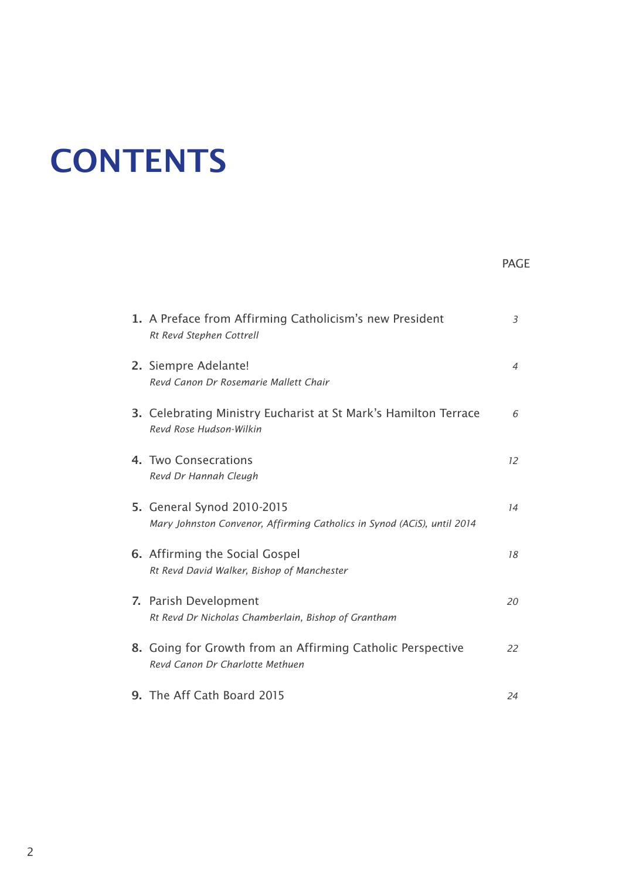# CONTENTS

PAGE

1. A Preface from Affirming Catholicism's new President — 3
   *Rt Revd Stephen Cottrell*

2. Siempre Adelante! — 4
   *Revd Canon Dr Rosemarie Mallett Chair*

3. Celebrating Ministry Eucharist at St Mark's Hamilton Terrace — 6
   *Revd Rose Hudson-Wilkin*

4. Two Consecrations — 12
   *Revd Dr Hannah Cleugh*

5. General Synod 2010-2015 — 14
   *Mary Johnston Convenor, Affirming Catholics in Synod (ACiS), until 2014*

6. Affirming the Social Gospel — 18
   *Rt Revd David Walker, Bishop of Manchester*

7. Parish Development — 20
   *Rt Revd Dr Nicholas Chamberlain, Bishop of Grantham*

8. Going for Growth from an Affirming Catholic Perspective — 22
   *Revd Canon Dr Charlotte Methuen*

9. The Aff Cath Board 2015 — 24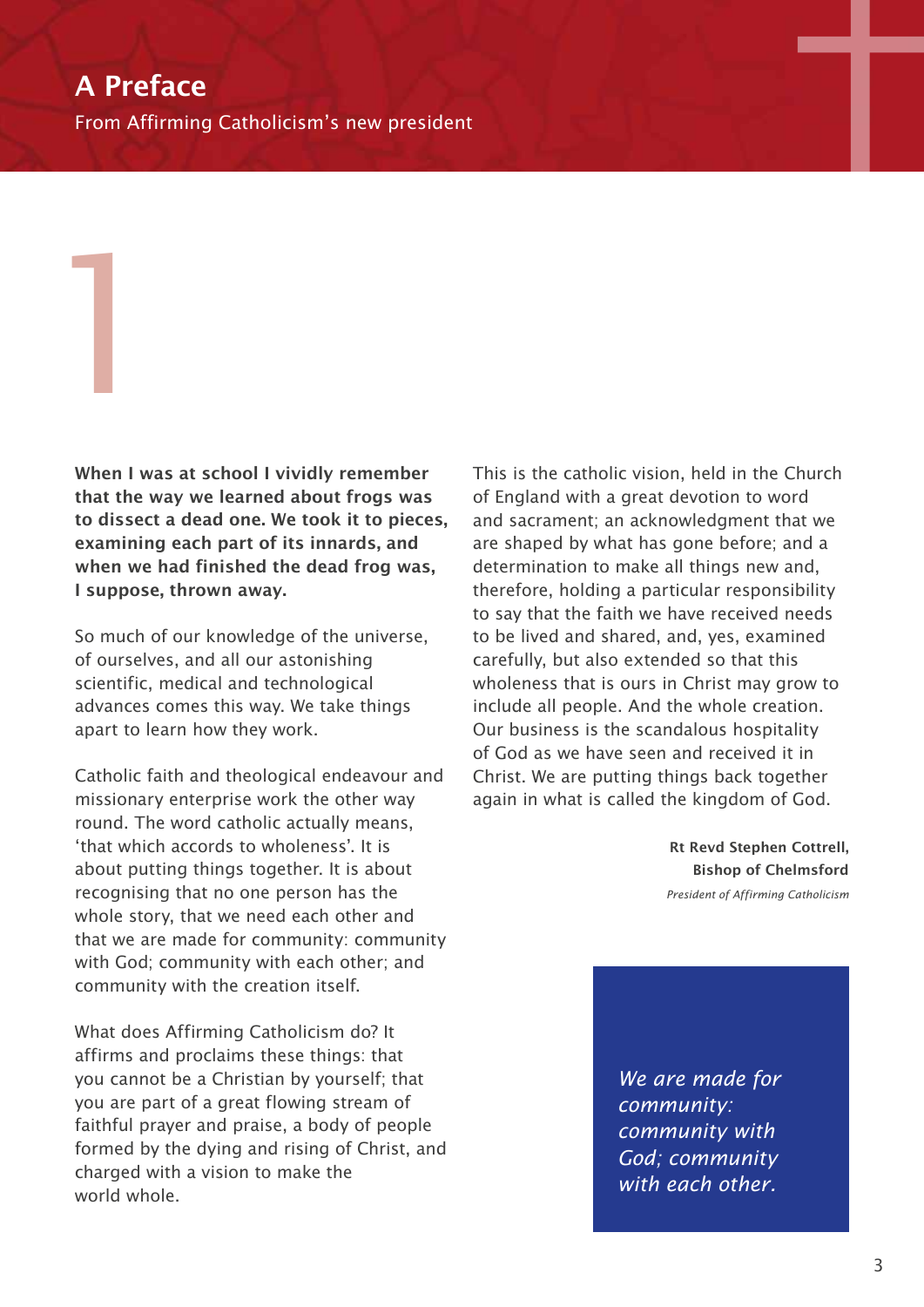# A Preface

From Affirming Catholicism's new president

1

**When I was at school I vividly remember that the way we learned about frogs was to dissect a dead one. We took it to pieces, examining each part of its innards, and when we had finished the dead frog was, I suppose, thrown away.**

So much of our knowledge of the universe, of ourselves, and all our astonishing scientific, medical and technological advances comes this way. We take things apart to learn how they work.

Catholic faith and theological endeavour and missionary enterprise work the other way round. The word catholic actually means, 'that which accords to wholeness'. It is about putting things together. It is about recognising that no one person has the whole story, that we need each other and that we are made for community: community with God; community with each other; and community with the creation itself.

What does Affirming Catholicism do? It affirms and proclaims these things: that you cannot be a Christian by yourself; that you are part of a great flowing stream of faithful prayer and praise, a body of people formed by the dying and rising of Christ, and charged with a vision to make the world whole.

This is the catholic vision, held in the Church of England with a great devotion to word and sacrament; an acknowledgment that we are shaped by what has gone before; and a determination to make all things new and, therefore, holding a particular responsibility to say that the faith we have received needs to be lived and shared, and, yes, examined carefully, but also extended so that this wholeness that is ours in Christ may grow to include all people. And the whole creation. Our business is the scandalous hospitality of God as we have seen and received it in Christ. We are putting things back together again in what is called the kingdom of God.

**Rt Revd Stephen Cottrell,**
**Bishop of Chelmsford**
*President of Affirming Catholicism*

*We are made for community: community with God; community with each other.*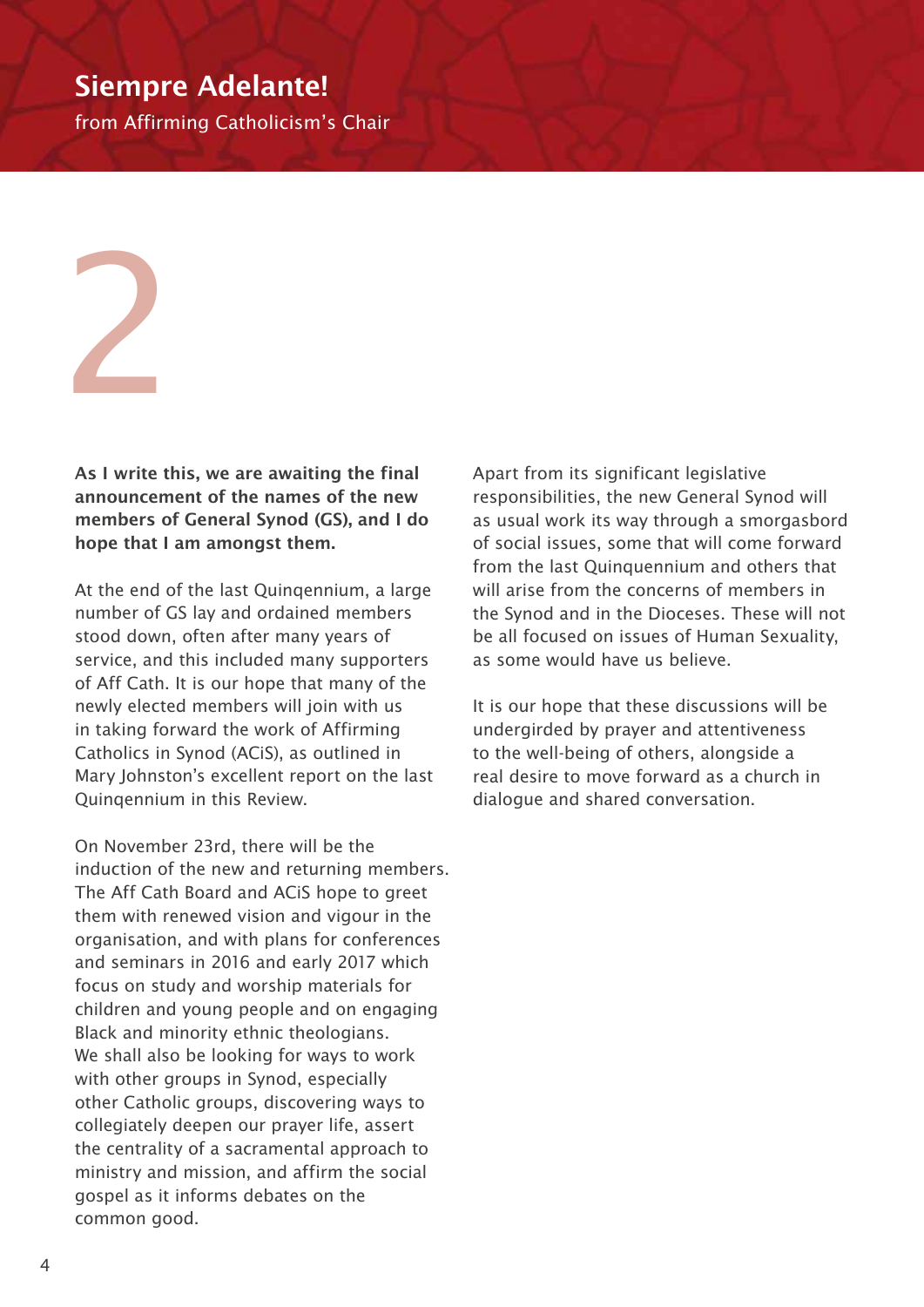# Siempre Adelante!

from Affirming Catholicism's Chair

2

**As I write this, we are awaiting the final announcement of the names of the new members of General Synod (GS), and I do hope that I am amongst them.**

At the end of the last Quinqennium, a large number of GS lay and ordained members stood down, often after many years of service, and this included many supporters of Aff Cath. It is our hope that many of the newly elected members will join with us in taking forward the work of Affirming Catholics in Synod (ACiS), as outlined in Mary Johnston's excellent report on the last Quinqennium in this Review.

On November 23rd, there will be the induction of the new and returning members. The Aff Cath Board and ACiS hope to greet them with renewed vision and vigour in the organisation, and with plans for conferences and seminars in 2016 and early 2017 which focus on study and worship materials for children and young people and on engaging Black and minority ethnic theologians. We shall also be looking for ways to work with other groups in Synod, especially other Catholic groups, discovering ways to collegiately deepen our prayer life, assert the centrality of a sacramental approach to ministry and mission, and affirm the social gospel as it informs debates on the common good.

Apart from its significant legislative responsibilities, the new General Synod will as usual work its way through a smorgasbord of social issues, some that will come forward from the last Quinqennium and others that will arise from the concerns of members in the Synod and in the Dioceses. These will not be all focused on issues of Human Sexuality, as some would have us believe.

It is our hope that these discussions will be undergirded by prayer and attentiveness to the well-being of others, alongside a real desire to move forward as a church in dialogue and shared conversation.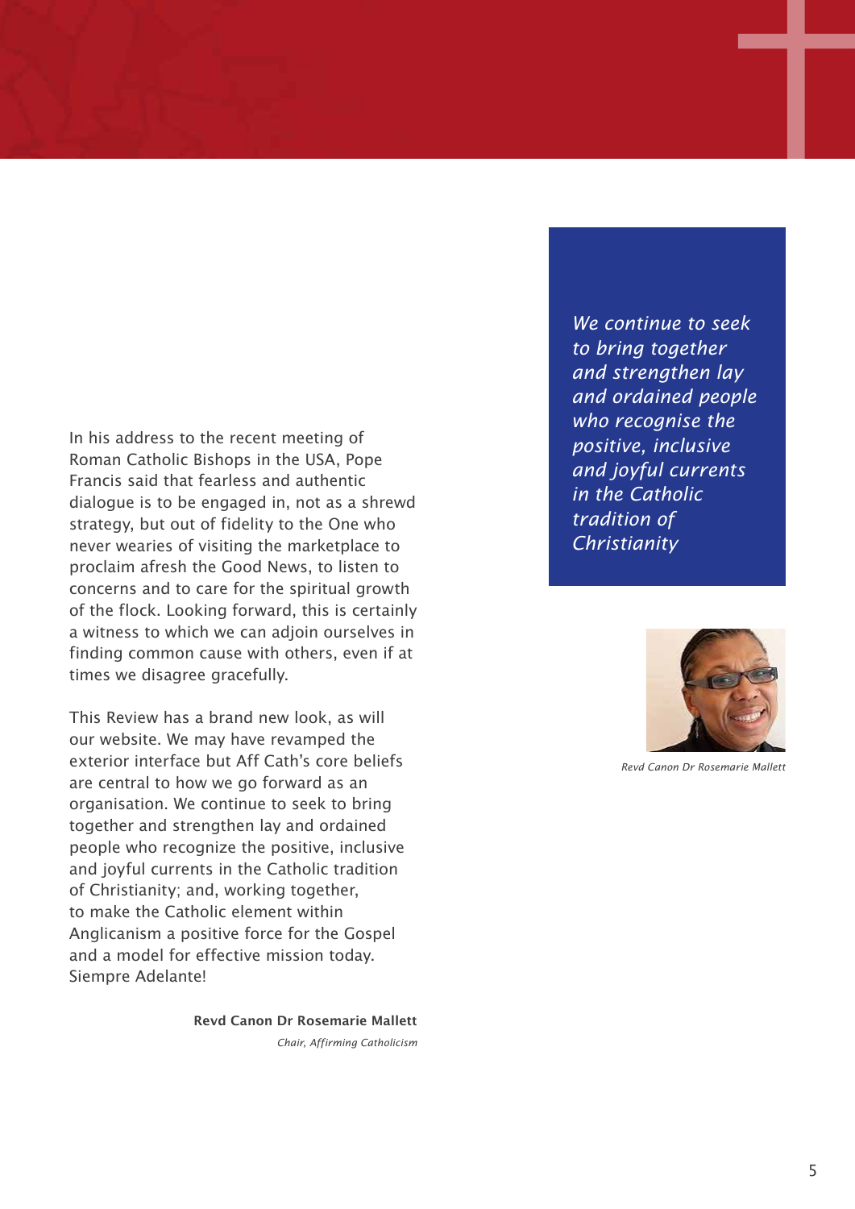In his address to the recent meeting of Roman Catholic Bishops in the USA, Pope Francis said that fearless and authentic dialogue is to be engaged in, not as a shrewd strategy, but out of fidelity to the One who never wearies of visiting the marketplace to proclaim afresh the Good News, to listen to concerns and to care for the spiritual growth of the flock. Looking forward, this is certainly a witness to which we can adjoin ourselves in finding common cause with others, even if at times we disagree gracefully.

This Review has a brand new look, as will our website. We may have revamped the exterior interface but Aff Cath's core beliefs are central to how we go forward as an organisation. We continue to seek to bring together and strengthen lay and ordained people who recognize the positive, inclusive and joyful currents in the Catholic tradition of Christianity; and, working together, to make the Catholic element within Anglicanism a positive force for the Gospel and a model for effective mission today. Siempre Adelante!

**Revd Canon Dr Rosemarie Mallett**
*Chair, Affirming Catholicism*

*We continue to seek to bring together and strengthen lay and ordained people who recognise the positive, inclusive and joyful currents in the Catholic tradition of Christianity*

*Revd Canon Dr Rosemarie Mallett*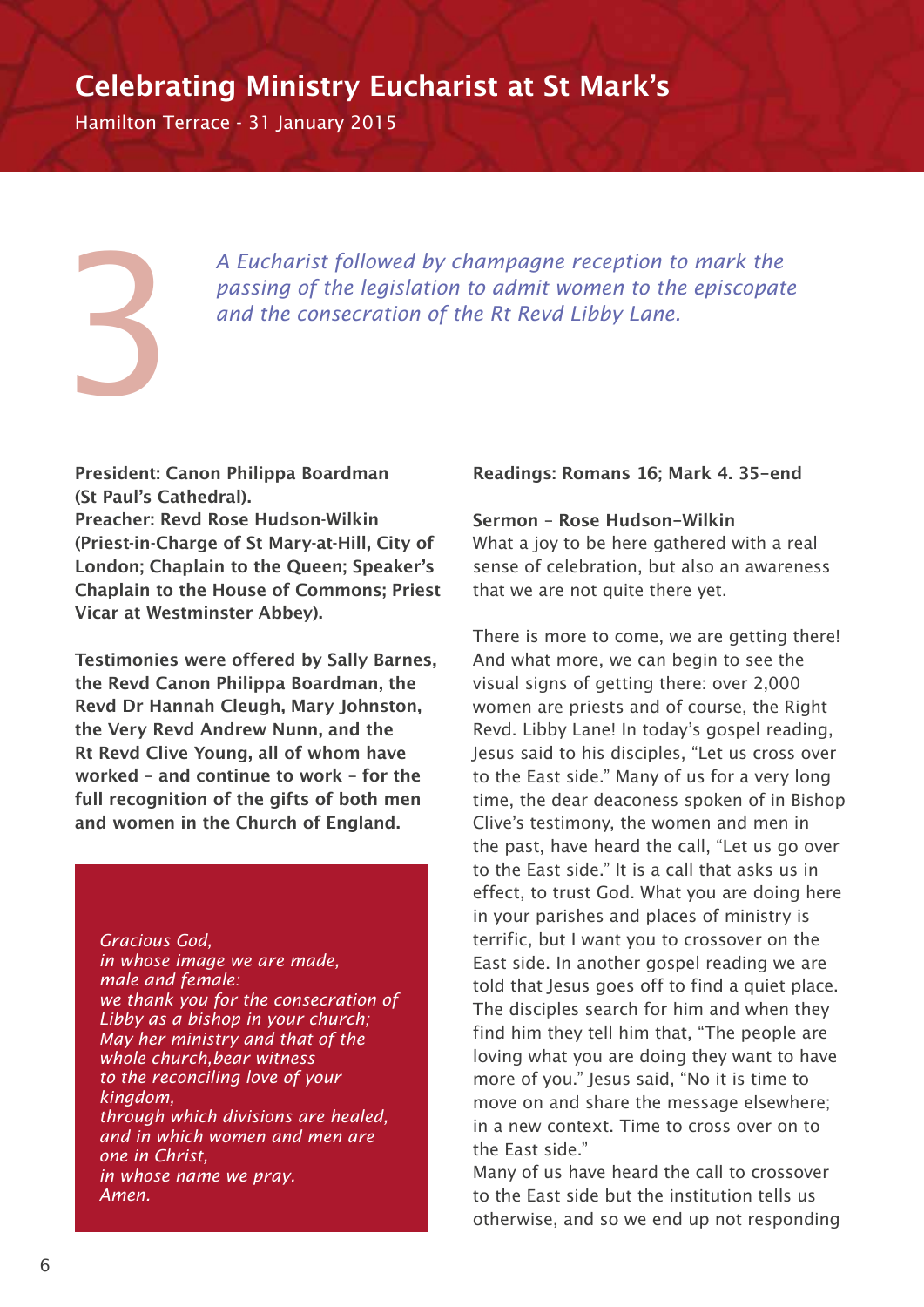# Celebrating Ministry Eucharist at St Mark's

Hamilton Terrace - 31 January 2015

3

*A Eucharist followed by champagne reception to mark the passing of the legislation to admit women to the episcopate and the consecration of the Rt Revd Libby Lane.*

**President: Canon Philippa Boardman (St Paul's Cathedral).**
**Preacher: Revd Rose Hudson-Wilkin (Priest-in-Charge of St Mary-at-Hill, City of London; Chaplain to the Queen; Speaker's Chaplain to the House of Commons; Priest Vicar at Westminster Abbey).**

**Testimonies were offered by Sally Barnes, the Revd Canon Philippa Boardman, the Revd Dr Hannah Cleugh, Mary Johnston, the Very Revd Andrew Nunn, and the Rt Revd Clive Young, all of whom have worked – and continue to work – for the full recognition of the gifts of both men and women in the Church of England.**

*Gracious God,*
*in whose image we are made,*
*male and female:*
*we thank you for the consecration of Libby as a bishop in your church;*
*May her ministry and that of the whole church,bear witness*
*to the reconciling love of your kingdom,*
*through which divisions are healed,*
*and in which women and men are one in Christ,*
*in whose name we pray.*
*Amen.*

**Readings: Romans 16; Mark 4. 35–end**

**Sermon – Rose Hudson–Wilkin**

What a joy to be here gathered with a real sense of celebration, but also an awareness that we are not quite there yet.

There is more to come, we are getting there! And what more, we can begin to see the visual signs of getting there: over 2,000 women are priests and of course, the Right Revd. Libby Lane! In today's gospel reading, Jesus said to his disciples, "Let us cross over to the East side." Many of us for a very long time, the dear deaconess spoken of in Bishop Clive's testimony, the women and men in the past, have heard the call, "Let us go over to the East side." It is a call that asks us in effect, to trust God. What you are doing here in your parishes and places of ministry is terrific, but I want you to crossover on the East side. In another gospel reading we are told that Jesus goes off to find a quiet place. The disciples search for him and when they find him they tell him that, "The people are loving what you are doing they want to have more of you." Jesus said, "No it is time to move on and share the message elsewhere; in a new context. Time to cross over on to the East side."
Many of us have heard the call to crossover to the East side but the institution tells us otherwise, and so we end up not responding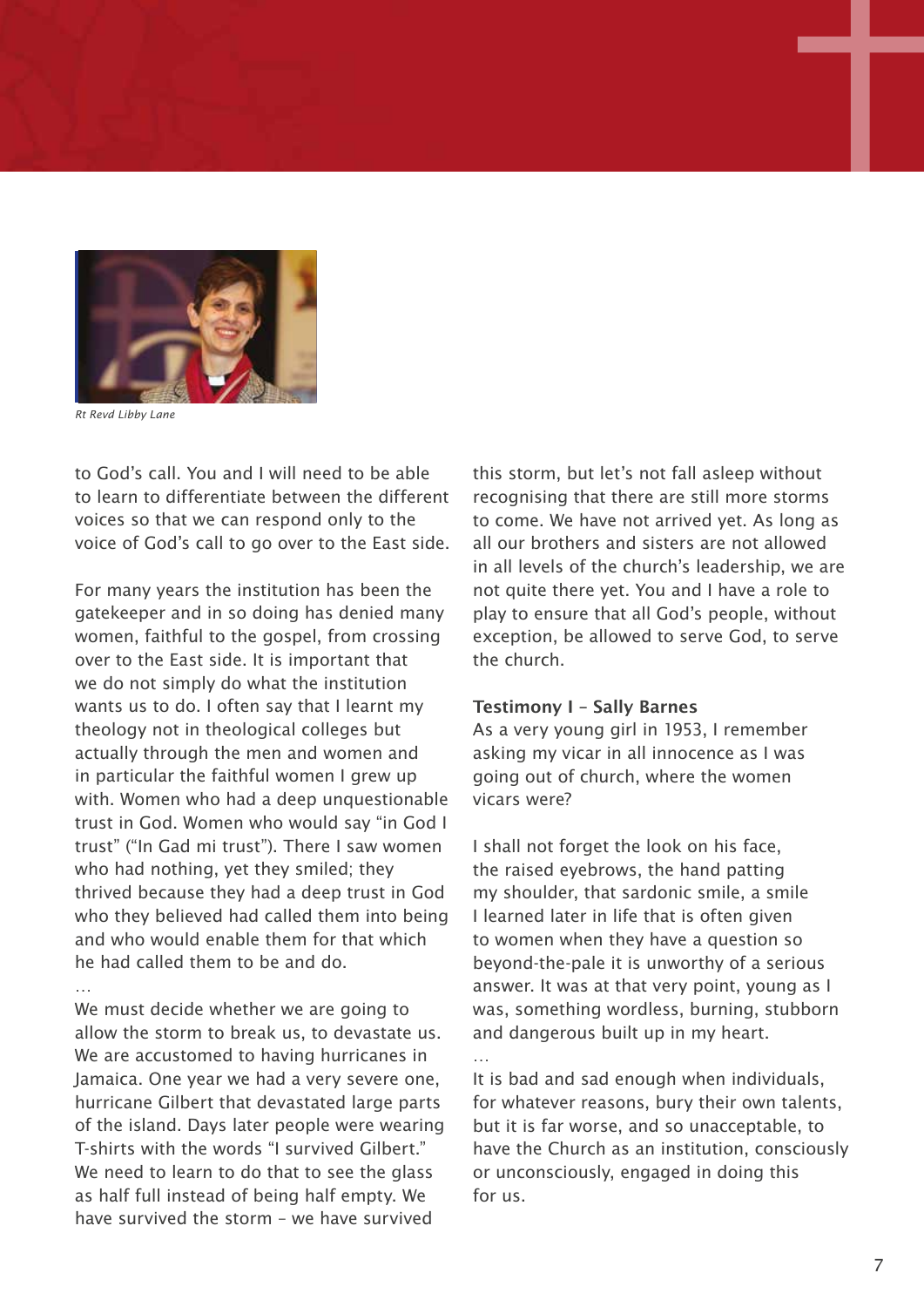*Rt Revd Libby Lane*

to God's call. You and I will need to be able to learn to differentiate between the different voices so that we can respond only to the voice of God's call to go over to the East side.

For many years the institution has been the gatekeeper and in so doing has denied many women, faithful to the gospel, from crossing over to the East side. It is important that we do not simply do what the institution wants us to do. I often say that I learnt my theology not in theological colleges but actually through the men and women and in particular the faithful women I grew up with. Women who had a deep unquestionable trust in God. Women who would say "in God I trust" ("In Gad mi trust"). There I saw women who had nothing, yet they smiled; they thrived because they had a deep trust in God who they believed had called them into being and who would enable them for that which he had called them to be and do.

…

We must decide whether we are going to allow the storm to break us, to devastate us. We are accustomed to having hurricanes in Jamaica. One year we had a very severe one, hurricane Gilbert that devastated large parts of the island. Days later people were wearing T-shirts with the words "I survived Gilbert." We need to learn to do that to see the glass as half full instead of being half empty. We have survived the storm – we have survived this storm, but let's not fall asleep without recognising that there are still more storms to come. We have not arrived yet. As long as all our brothers and sisters are not allowed in all levels of the church's leadership, we are not quite there yet. You and I have a role to play to ensure that all God's people, without exception, be allowed to serve God, to serve the church.

**Testimony I – Sally Barnes**

As a very young girl in 1953, I remember asking my vicar in all innocence as I was going out of church, where the women vicars were?

I shall not forget the look on his face, the raised eyebrows, the hand patting my shoulder, that sardonic smile, a smile I learned later in life that is often given to women when they have a question so beyond-the-pale it is unworthy of a serious answer. It was at that very point, young as I was, something wordless, burning, stubborn and dangerous built up in my heart.

…

It is bad and sad enough when individuals, for whatever reasons, bury their own talents, but it is far worse, and so unacceptable, to have the Church as an institution, consciously or unconsciously, engaged in doing this for us.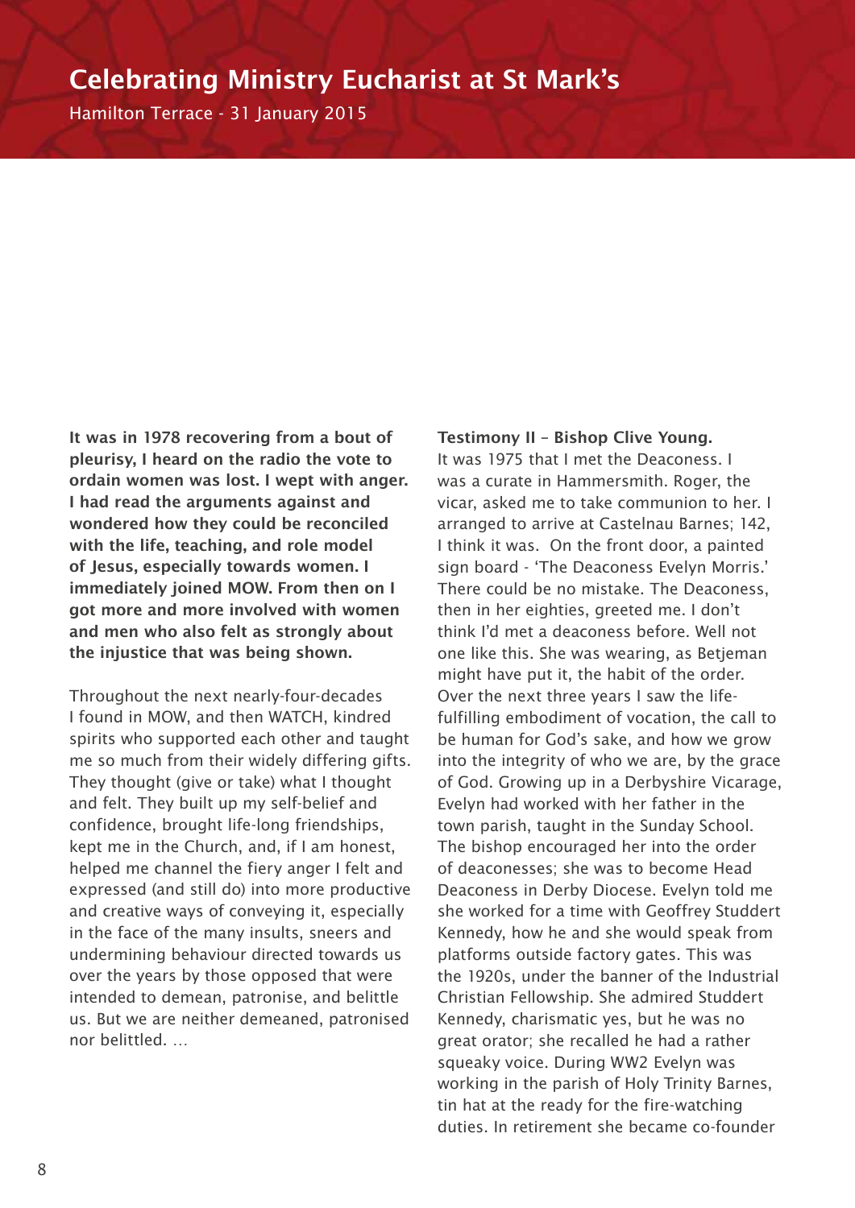# Celebrating Ministry Eucharist at St Mark's

Hamilton Terrace - 31 January 2015

**It was in 1978 recovering from a bout of pleurisy, I heard on the radio the vote to ordain women was lost. I wept with anger. I had read the arguments against and wondered how they could be reconciled with the life, teaching, and role model of Jesus, especially towards women. I immediately joined MOW. From then on I got more and more involved with women and men who also felt as strongly about the injustice that was being shown.**

Throughout the next nearly-four-decades I found in MOW, and then WATCH, kindred spirits who supported each other and taught me so much from their widely differing gifts. They thought (give or take) what I thought and felt. They built up my self-belief and confidence, brought life-long friendships, kept me in the Church, and, if I am honest, helped me channel the fiery anger I felt and expressed (and still do) into more productive and creative ways of conveying it, especially in the face of the many insults, sneers and undermining behaviour directed towards us over the years by those opposed that were intended to demean, patronise, and belittle us. But we are neither demeaned, patronised nor belittled. …

**Testimony II – Bishop Clive Young.**

It was 1975 that I met the Deaconess. I was a curate in Hammersmith. Roger, the vicar, asked me to take communion to her. I arranged to arrive at Castelnau Barnes; 142, I think it was. On the front door, a painted sign board - 'The Deaconess Evelyn Morris.' There could be no mistake. The Deaconess, then in her eighties, greeted me. I don't think I'd met a deaconess before. Well not one like this. She was wearing, as Betjeman might have put it, the habit of the order. Over the next three years I saw the life-fulfilling embodiment of vocation, the call to be human for God's sake, and how we grow into the integrity of who we are, by the grace of God. Growing up in a Derbyshire Vicarage, Evelyn had worked with her father in the town parish, taught in the Sunday School. The bishop encouraged her into the order of deaconesses; she was to become Head Deaconess in Derby Diocese. Evelyn told me she worked for a time with Geoffrey Studdert Kennedy, how he and she would speak from platforms outside factory gates. This was the 1920s, under the banner of the Industrial Christian Fellowship. She admired Studdert Kennedy, charismatic yes, but he was no great orator; she recalled he had a rather squeaky voice. During WW2 Evelyn was working in the parish of Holy Trinity Barnes, tin hat at the ready for the fire-watching duties. In retirement she became co-founder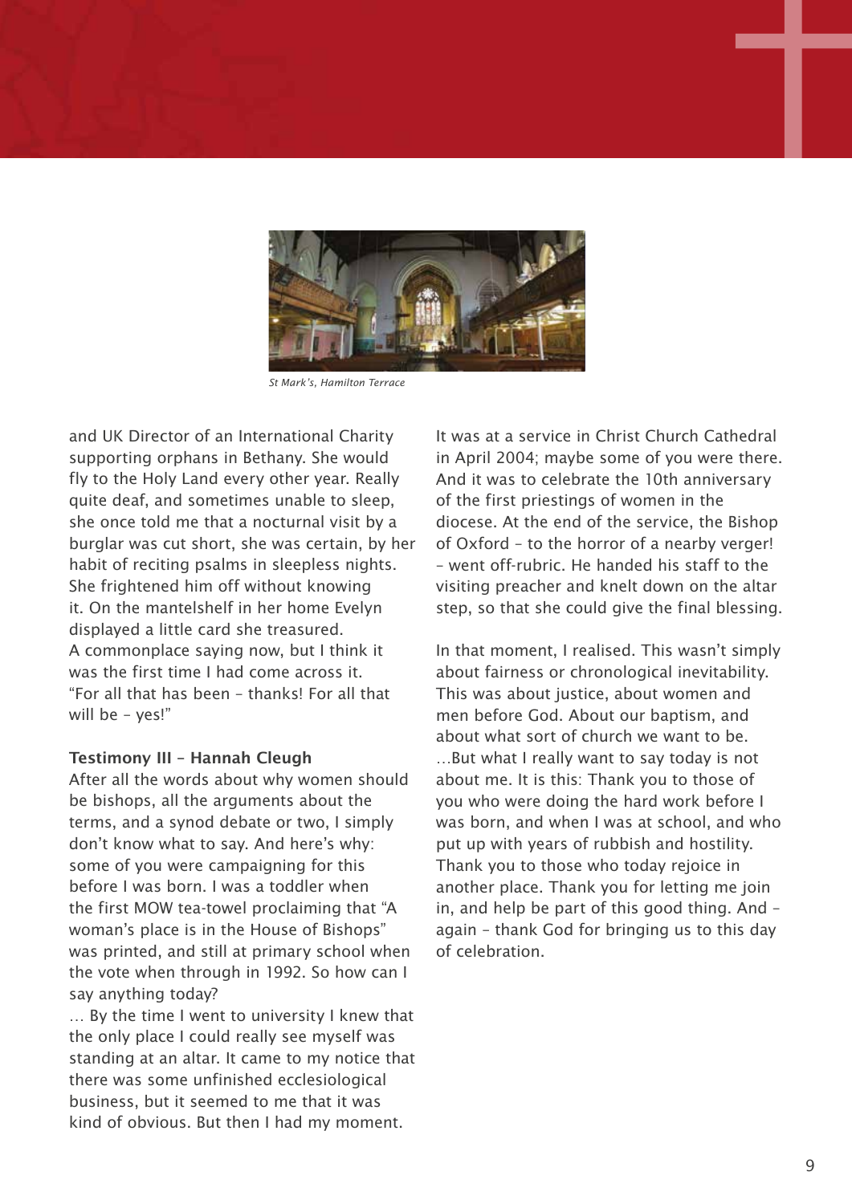St Mark's, Hamilton Terrace

and UK Director of an International Charity supporting orphans in Bethany. She would fly to the Holy Land every other year. Really quite deaf, and sometimes unable to sleep, she once told me that a nocturnal visit by a burglar was cut short, she was certain, by her habit of reciting psalms in sleepless nights. She frightened him off without knowing it. On the mantelshelf in her home Evelyn displayed a little card she treasured. A commonplace saying now, but I think it was the first time I had come across it. "For all that has been – thanks! For all that will be – yes!"

**Testimony III – Hannah Cleugh**

After all the words about why women should be bishops, all the arguments about the terms, and a synod debate or two, I simply don't know what to say. And here's why: some of you were campaigning for this before I was born. I was a toddler when the first MOW tea-towel proclaiming that "A woman's place is in the House of Bishops" was printed, and still at primary school when the vote when through in 1992. So how can I say anything today?

… By the time I went to university I knew that the only place I could really see myself was standing at an altar. It came to my notice that there was some unfinished ecclesiological business, but it seemed to me that it was kind of obvious. But then I had my moment. It was at a service in Christ Church Cathedral in April 2004; maybe some of you were there. And it was to celebrate the 10th anniversary of the first priestings of women in the diocese. At the end of the service, the Bishop of Oxford – to the horror of a nearby verger! – went off-rubric. He handed his staff to the visiting preacher and knelt down on the altar step, so that she could give the final blessing.

In that moment, I realised. This wasn't simply about fairness or chronological inevitability. This was about justice, about women and men before God. About our baptism, and about what sort of church we want to be. …But what I really want to say today is not about me. It is this: Thank you to those of you who were doing the hard work before I was born, and when I was at school, and who put up with years of rubbish and hostility. Thank you to those who today rejoice in another place. Thank you for letting me join in, and help be part of this good thing. And – again – thank God for bringing us to this day of celebration.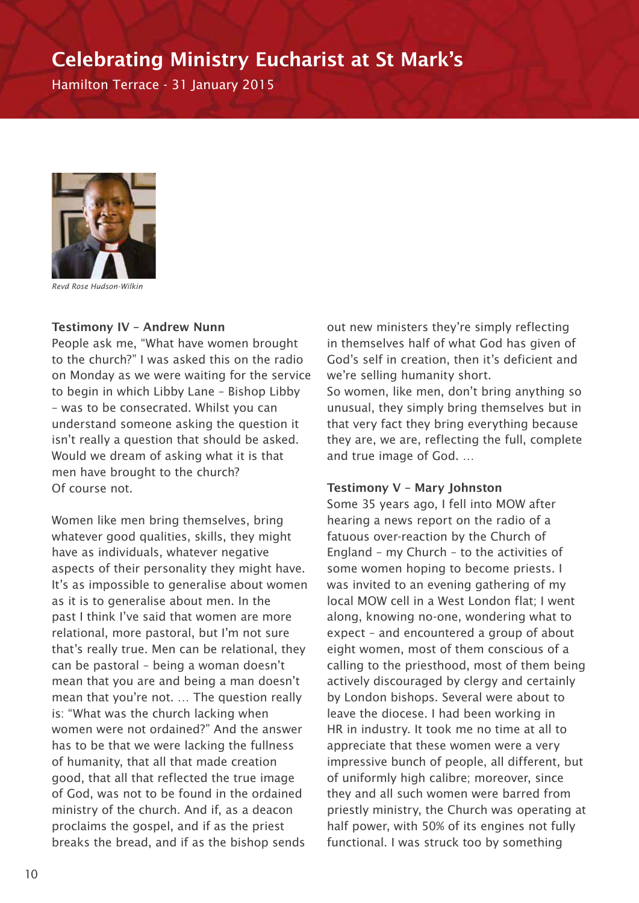# Celebrating Ministry Eucharist at St Mark's

Hamilton Terrace - 31 January 2015

*Revd Rose Hudson-Wilkin*

**Testimony IV – Andrew Nunn**

People ask me, "What have women brought to the church?" I was asked this on the radio on Monday as we were waiting for the service to begin in which Libby Lane – Bishop Libby – was to be consecrated. Whilst you can understand someone asking the question it isn't really a question that should be asked. Would we dream of asking what it is that men have brought to the church? Of course not.

Women like men bring themselves, bring whatever good qualities, skills, they might have as individuals, whatever negative aspects of their personality they might have. It's as impossible to generalise about women as it is to generalise about men. In the past I think I've said that women are more relational, more pastoral, but I'm not sure that's really true. Men can be relational, they can be pastoral – being a woman doesn't mean that you are and being a man doesn't mean that you're not. … The question really is: "What was the church lacking when women were not ordained?" And the answer has to be that we were lacking the fullness of humanity, that all that made creation good, that all that reflected the true image of God, was not to be found in the ordained ministry of the church. And if, as a deacon proclaims the gospel, and if as the priest breaks the bread, and if as the bishop sends out new ministers they're simply reflecting in themselves half of what God has given of God's self in creation, then it's deficient and we're selling humanity short.

So women, like men, don't bring anything so unusual, they simply bring themselves but in that very fact they bring everything because they are, we are, reflecting the full, complete and true image of God. …

**Testimony V – Mary Johnston**

Some 35 years ago, I fell into MOW after hearing a news report on the radio of a fatuous over-reaction by the Church of England – my Church – to the activities of some women hoping to become priests. I was invited to an evening gathering of my local MOW cell in a West London flat; I went along, knowing no-one, wondering what to expect – and encountered a group of about eight women, most of them conscious of a calling to the priesthood, most of them being actively discouraged by clergy and certainly by London bishops. Several were about to leave the diocese. I had been working in HR in industry. It took me no time at all to appreciate that these women were a very impressive bunch of people, all different, but of uniformly high calibre; moreover, since they and all such women were barred from priestly ministry, the Church was operating at half power, with 50% of its engines not fully functional. I was struck too by something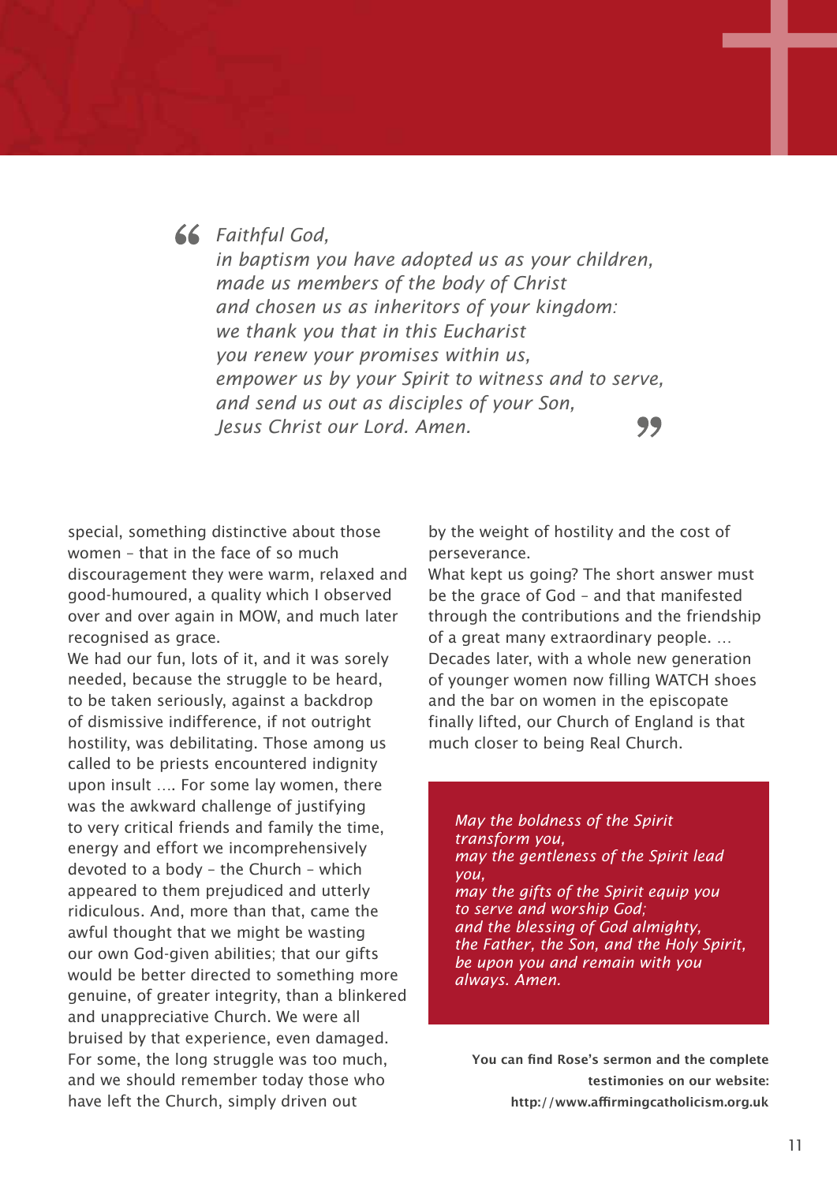> *Faithful God,*
> *in baptism you have adopted us as your children,*
> *made us members of the body of Christ*
> *and chosen us as inheritors of your kingdom:*
> *we thank you that in this Eucharist*
> *you renew your promises within us,*
> *empower us by your Spirit to witness and to serve,*
> *and send us out as disciples of your Son,*
> *Jesus Christ our Lord. Amen.*

special, something distinctive about those women – that in the face of so much discouragement they were warm, relaxed and good-humoured, a quality which I observed over and over again in MOW, and much later recognised as grace.

We had our fun, lots of it, and it was sorely needed, because the struggle to be heard, to be taken seriously, against a backdrop of dismissive indifference, if not outright hostility, was debilitating. Those among us called to be priests encountered indignity upon insult …. For some lay women, there was the awkward challenge of justifying to very critical friends and family the time, energy and effort we incomprehensively devoted to a body – the Church – which appeared to them prejudiced and utterly ridiculous. And, more than that, came the awful thought that we might be wasting our own God-given abilities; that our gifts would be better directed to something more genuine, of greater integrity, than a blinkered and unappreciative Church. We were all bruised by that experience, even damaged. For some, the long struggle was too much, and we should remember today those who have left the Church, simply driven out by the weight of hostility and the cost of perseverance.

What kept us going? The short answer must be the grace of God – and that manifested through the contributions and the friendship of a great many extraordinary people. …

Decades later, with a whole new generation of younger women now filling WATCH shoes and the bar on women in the episcopate finally lifted, our Church of England is that much closer to being Real Church.

*May the boldness of the Spirit transform you,*
*may the gentleness of the Spirit lead you,*
*may the gifts of the Spirit equip you to serve and worship God;*
*and the blessing of God almighty, the Father, the Son, and the Holy Spirit, be upon you and remain with you always. Amen.*

**You can find Rose's sermon and the complete testimonies on our website: http://www.affirmingcatholicism.org.uk**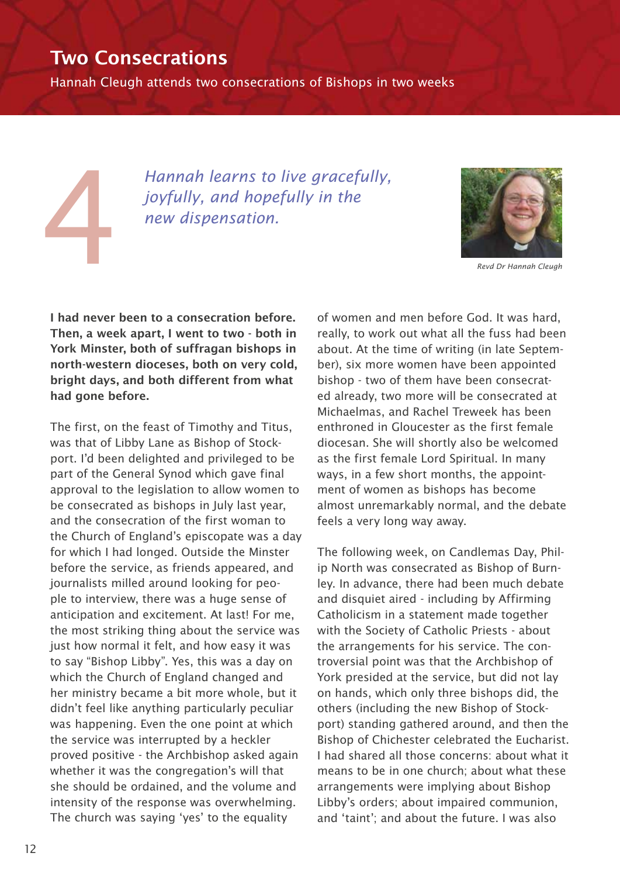# Two Consecrations

Hannah Cleugh attends two consecrations of Bishops in two weeks

4

*Hannah learns to live gracefully, joyfully, and hopefully in the new dispensation.*

*Revd Dr Hannah Cleugh*

**I had never been to a consecration before. Then, a week apart, I went to two - both in York Minster, both of suffragan bishops in north-western dioceses, both on very cold, bright days, and both different from what had gone before.**

The first, on the feast of Timothy and Titus, was that of Libby Lane as Bishop of Stockport. I'd been delighted and privileged to be part of the General Synod which gave final approval to the legislation to allow women to be consecrated as bishops in July last year, and the consecration of the first woman to the Church of England's episcopate was a day for which I had longed. Outside the Minster before the service, as friends appeared, and journalists milled around looking for people to interview, there was a huge sense of anticipation and excitement. At last! For me, the most striking thing about the service was just how normal it felt, and how easy it was to say "Bishop Libby". Yes, this was a day on which the Church of England changed and her ministry became a bit more whole, but it didn't feel like anything particularly peculiar was happening. Even the one point at which the service was interrupted by a heckler proved positive - the Archbishop asked again whether it was the congregation's will that she should be ordained, and the volume and intensity of the response was overwhelming. The church was saying 'yes' to the equality of women and men before God. It was hard, really, to work out what all the fuss had been about. At the time of writing (in late September), six more women have been appointed bishop - two of them have been consecrated already, two more will be consecrated at Michaelmas, and Rachel Treweek has been enthroned in Gloucester as the first female diocesan. She will shortly also be welcomed as the first female Lord Spiritual. In many ways, in a few short months, the appointment of women as bishops has become almost unremarkably normal, and the debate feels a very long way away.

The following week, on Candlemas Day, Philip North was consecrated as Bishop of Burnley. In advance, there had been much debate and disquiet aired - including by Affirming Catholicism in a statement made together with the Society of Catholic Priests - about the arrangements for his service. The controversial point was that the Archbishop of York presided at the service, but did not lay on hands, which only three bishops did, the others (including the new Bishop of Stockport) standing gathered around, and then the Bishop of Chichester celebrated the Eucharist. I had shared all those concerns: about what it means to be in one church; about what these arrangements were implying about Bishop Libby's orders; about impaired communion, and 'taint'; and about the future. I was also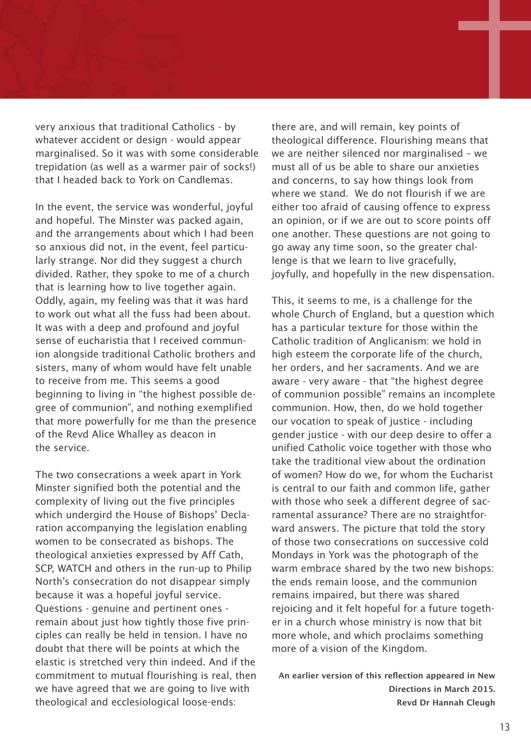very anxious that traditional Catholics - by whatever accident or design - would appear marginalised. So it was with some considerable trepidation (as well as a warmer pair of socks!) that I headed back to York on Candlemas.

In the event, the service was wonderful, joyful and hopeful. The Minster was packed again, and the arrangements about which I had been so anxious did not, in the event, feel particularly strange. Nor did they suggest a church divided. Rather, they spoke to me of a church that is learning how to live together again. Oddly, again, my feeling was that it was hard to work out what all the fuss had been about. It was with a deep and profound and joyful sense of eucharistia that I received communion alongside traditional Catholic brothers and sisters, many of whom would have felt unable to receive from me. This seems a good beginning to living in "the highest possible degree of communion", and nothing exemplified that more powerfully for me than the presence of the Revd Alice Whalley as deacon in the service.

The two consecrations a week apart in York Minster signified both the potential and the complexity of living out the five principles which undergird the House of Bishops' Declaration accompanying the legislation enabling women to be consecrated as bishops. The theological anxieties expressed by Aff Cath, SCP, WATCH and others in the run-up to Philip North's consecration do not disappear simply because it was a hopeful joyful service. Questions - genuine and pertinent ones - remain about just how tightly those five principles can really be held in tension. I have no doubt that there will be points at which the elastic is stretched very thin indeed. And if the commitment to mutual flourishing is real, then we have agreed that we are going to live with theological and ecclesiological loose-ends: there are, and will remain, key points of theological difference. Flourishing means that we are neither silenced nor marginalised – we must all of us be able to share our anxieties and concerns, to say how things look from where we stand. We do not flourish if we are either too afraid of causing offence to express an opinion, or if we are out to score points off one another. These questions are not going to go away any time soon, so the greater challenge is that we learn to live gracefully, joyfully, and hopefully in the new dispensation.

This, it seems to me, is a challenge for the whole Church of England, but a question which has a particular texture for those within the Catholic tradition of Anglicanism: we hold in high esteem the corporate life of the church, her orders, and her sacraments. And we are aware - very aware - that "the highest degree of communion possible" remains an incomplete communion. How, then, do we hold together our vocation to speak of justice - including gender justice - with our deep desire to offer a unified Catholic voice together with those who take the traditional view about the ordination of women? How do we, for whom the Eucharist is central to our faith and common life, gather with those who seek a different degree of sacramental assurance? There are no straightforward answers. The picture that told the story of those two consecrations on successive cold Mondays in York was the photograph of the warm embrace shared by the two new bishops: the ends remain loose, and the communion remains impaired, but there was shared rejoicing and it felt hopeful for a future together in a church whose ministry is now that bit more whole, and which proclaims something more of a vision of the Kingdom.

**An earlier version of this reflection appeared in New Directions in March 2015.**
**Revd Dr Hannah Cleugh**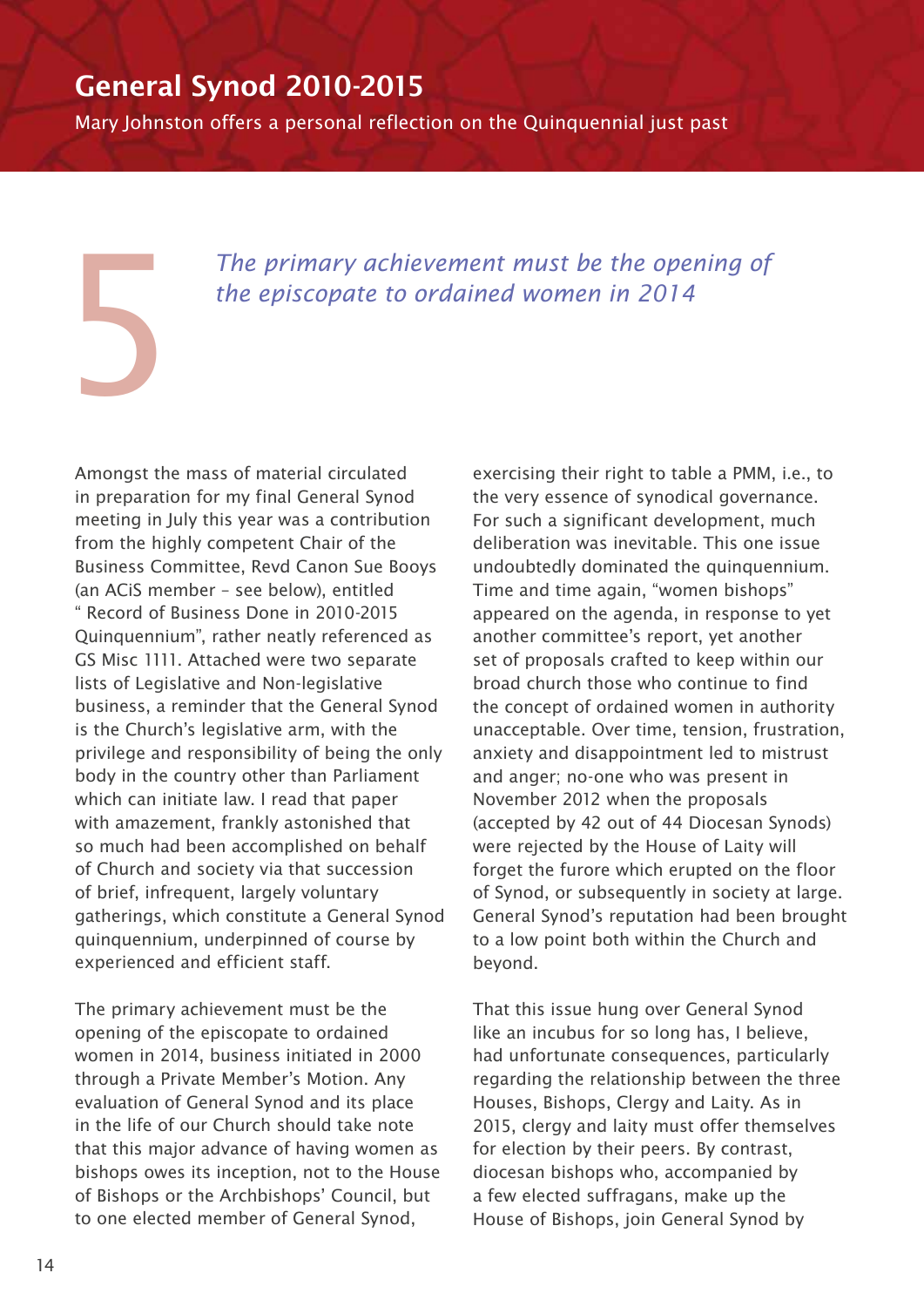# General Synod 2010-2015

Mary Johnston offers a personal reflection on the Quinquennial just past

5

*The primary achievement must be the opening of the episcopate to ordained women in 2014*

Amongst the mass of material circulated in preparation for my final General Synod meeting in July this year was a contribution from the highly competent Chair of the Business Committee, Revd Canon Sue Booys (an ACiS member – see below), entitled " Record of Business Done in 2010-2015 Quinquennium", rather neatly referenced as GS Misc 1111. Attached were two separate lists of Legislative and Non-legislative business, a reminder that the General Synod is the Church's legislative arm, with the privilege and responsibility of being the only body in the country other than Parliament which can initiate law. I read that paper with amazement, frankly astonished that so much had been accomplished on behalf of Church and society via that succession of brief, infrequent, largely voluntary gatherings, which constitute a General Synod quinquennium, underpinned of course by experienced and efficient staff.

The primary achievement must be the opening of the episcopate to ordained women in 2014, business initiated in 2000 through a Private Member's Motion. Any evaluation of General Synod and its place in the life of our Church should take note that this major advance of having women as bishops owes its inception, not to the House of Bishops or the Archbishops' Council, but to one elected member of General Synod, exercising their right to table a PMM, i.e., to the very essence of synodical governance. For such a significant development, much deliberation was inevitable. This one issue undoubtedly dominated the quinquennium. Time and time again, "women bishops" appeared on the agenda, in response to yet another committee's report, yet another set of proposals crafted to keep within our broad church those who continue to find the concept of ordained women in authority unacceptable. Over time, tension, frustration, anxiety and disappointment led to mistrust and anger; no-one who was present in November 2012 when the proposals (accepted by 42 out of 44 Diocesan Synods) were rejected by the House of Laity will forget the furore which erupted on the floor of Synod, or subsequently in society at large. General Synod's reputation had been brought to a low point both within the Church and beyond.

That this issue hung over General Synod like an incubus for so long has, I believe, had unfortunate consequences, particularly regarding the relationship between the three Houses, Bishops, Clergy and Laity. As in 2015, clergy and laity must offer themselves for election by their peers. By contrast, diocesan bishops who, accompanied by a few elected suffragans, make up the House of Bishops, join General Synod by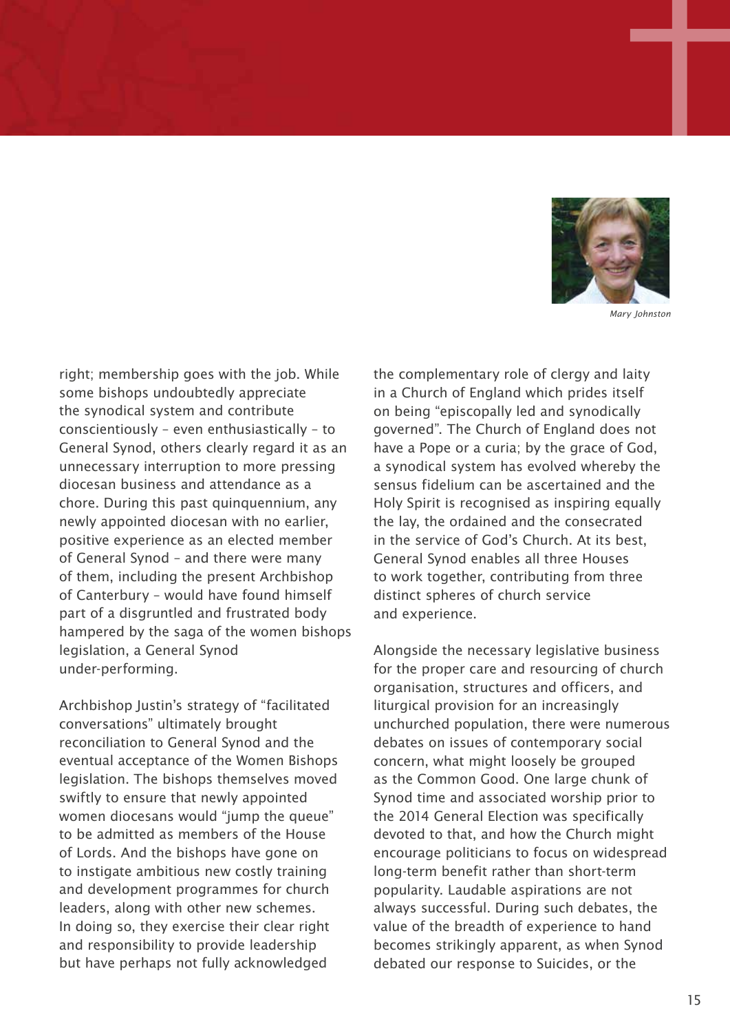Mary Johnston

right; membership goes with the job. While some bishops undoubtedly appreciate the synodical system and contribute conscientiously – even enthusiastically – to General Synod, others clearly regard it as an unnecessary interruption to more pressing diocesan business and attendance as a chore. During this past quinquennium, any newly appointed diocesan with no earlier, positive experience as an elected member of General Synod – and there were many of them, including the present Archbishop of Canterbury – would have found himself part of a disgruntled and frustrated body hampered by the saga of the women bishops legislation, a General Synod under-performing.

Archbishop Justin's strategy of "facilitated conversations" ultimately brought reconciliation to General Synod and the eventual acceptance of the Women Bishops legislation. The bishops themselves moved swiftly to ensure that newly appointed women diocesans would "jump the queue" to be admitted as members of the House of Lords. And the bishops have gone on to instigate ambitious new costly training and development programmes for church leaders, along with other new schemes. In doing so, they exercise their clear right and responsibility to provide leadership but have perhaps not fully acknowledged the complementary role of clergy and laity in a Church of England which prides itself on being "episcopally led and synodically governed". The Church of England does not have a Pope or a curia; by the grace of God, a synodical system has evolved whereby the sensus fidelium can be ascertained and the Holy Spirit is recognised as inspiring equally the lay, the ordained and the consecrated in the service of God's Church. At its best, General Synod enables all three Houses to work together, contributing from three distinct spheres of church service and experience.

Alongside the necessary legislative business for the proper care and resourcing of church organisation, structures and officers, and liturgical provision for an increasingly unchurched population, there were numerous debates on issues of contemporary social concern, what might loosely be grouped as the Common Good. One large chunk of Synod time and associated worship prior to the 2014 General Election was specifically devoted to that, and how the Church might encourage politicians to focus on widespread long-term benefit rather than short-term popularity. Laudable aspirations are not always successful. During such debates, the value of the breadth of experience to hand becomes strikingly apparent, as when Synod debated our response to Suicides, or the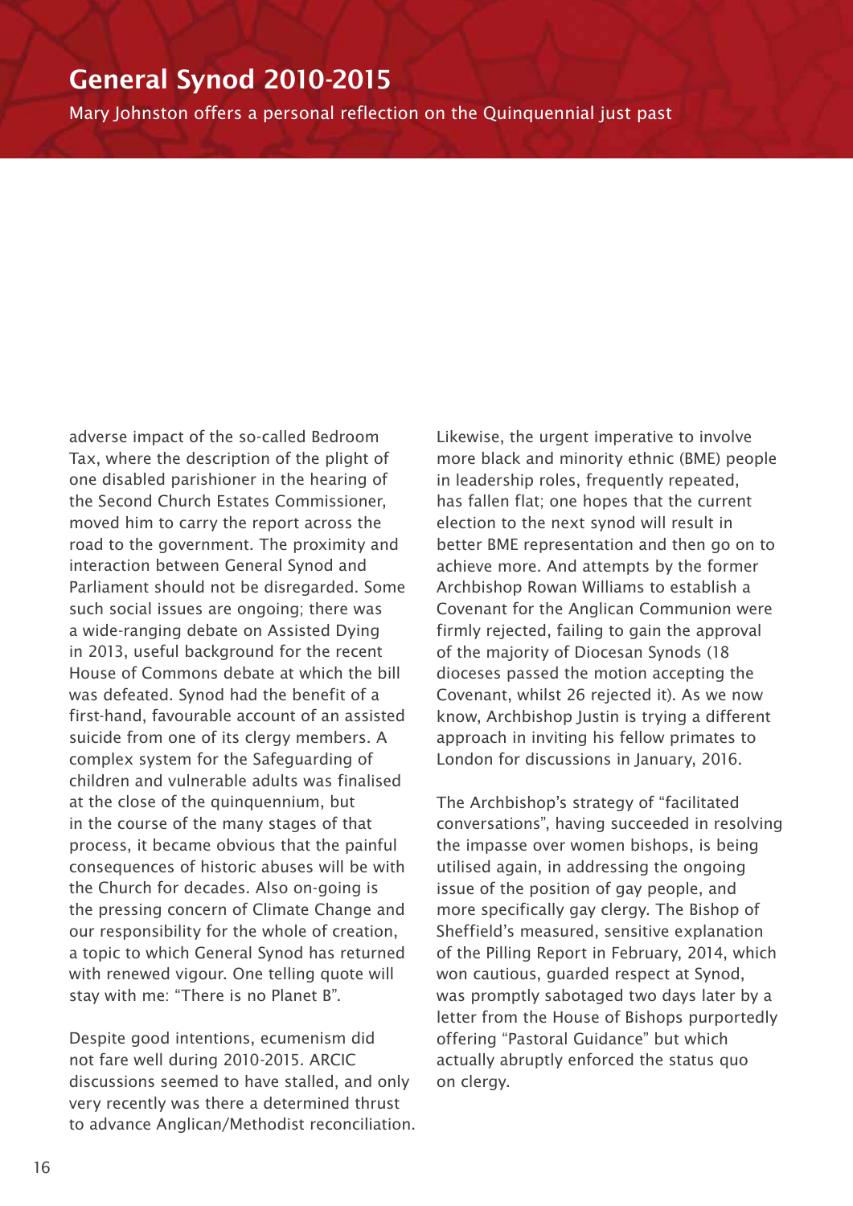# General Synod 2010-2015

Mary Johnston offers a personal reflection on the Quinquennial just past

adverse impact of the so-called Bedroom Tax, where the description of the plight of one disabled parishioner in the hearing of the Second Church Estates Commissioner, moved him to carry the report across the road to the government. The proximity and interaction between General Synod and Parliament should not be disregarded. Some such social issues are ongoing; there was a wide-ranging debate on Assisted Dying in 2013, useful background for the recent House of Commons debate at which the bill was defeated. Synod had the benefit of a first-hand, favourable account of an assisted suicide from one of its clergy members. A complex system for the Safeguarding of children and vulnerable adults was finalised at the close of the quinquennium, but in the course of the many stages of that process, it became obvious that the painful consequences of historic abuses will be with the Church for decades. Also on-going is the pressing concern of Climate Change and our responsibility for the whole of creation, a topic to which General Synod has returned with renewed vigour. One telling quote will stay with me: "There is no Planet B".

Despite good intentions, ecumenism did not fare well during 2010-2015. ARCIC discussions seemed to have stalled, and only very recently was there a determined thrust to advance Anglican/Methodist reconciliation. Likewise, the urgent imperative to involve more black and minority ethnic (BME) people in leadership roles, frequently repeated, has fallen flat; one hopes that the current election to the next synod will result in better BME representation and then go on to achieve more. And attempts by the former Archbishop Rowan Williams to establish a Covenant for the Anglican Communion were firmly rejected, failing to gain the approval of the majority of Diocesan Synods (18 dioceses passed the motion accepting the Covenant, whilst 26 rejected it). As we now know, Archbishop Justin is trying a different approach in inviting his fellow primates to London for discussions in January, 2016.

The Archbishop's strategy of "facilitated conversations", having succeeded in resolving the impasse over women bishops, is being utilised again, in addressing the ongoing issue of the position of gay people, and more specifically gay clergy. The Bishop of Sheffield's measured, sensitive explanation of the Pilling Report in February, 2014, which won cautious, guarded respect at Synod, was promptly sabotaged two days later by a letter from the House of Bishops purportedly offering "Pastoral Guidance" but which actually abruptly enforced the status quo on clergy.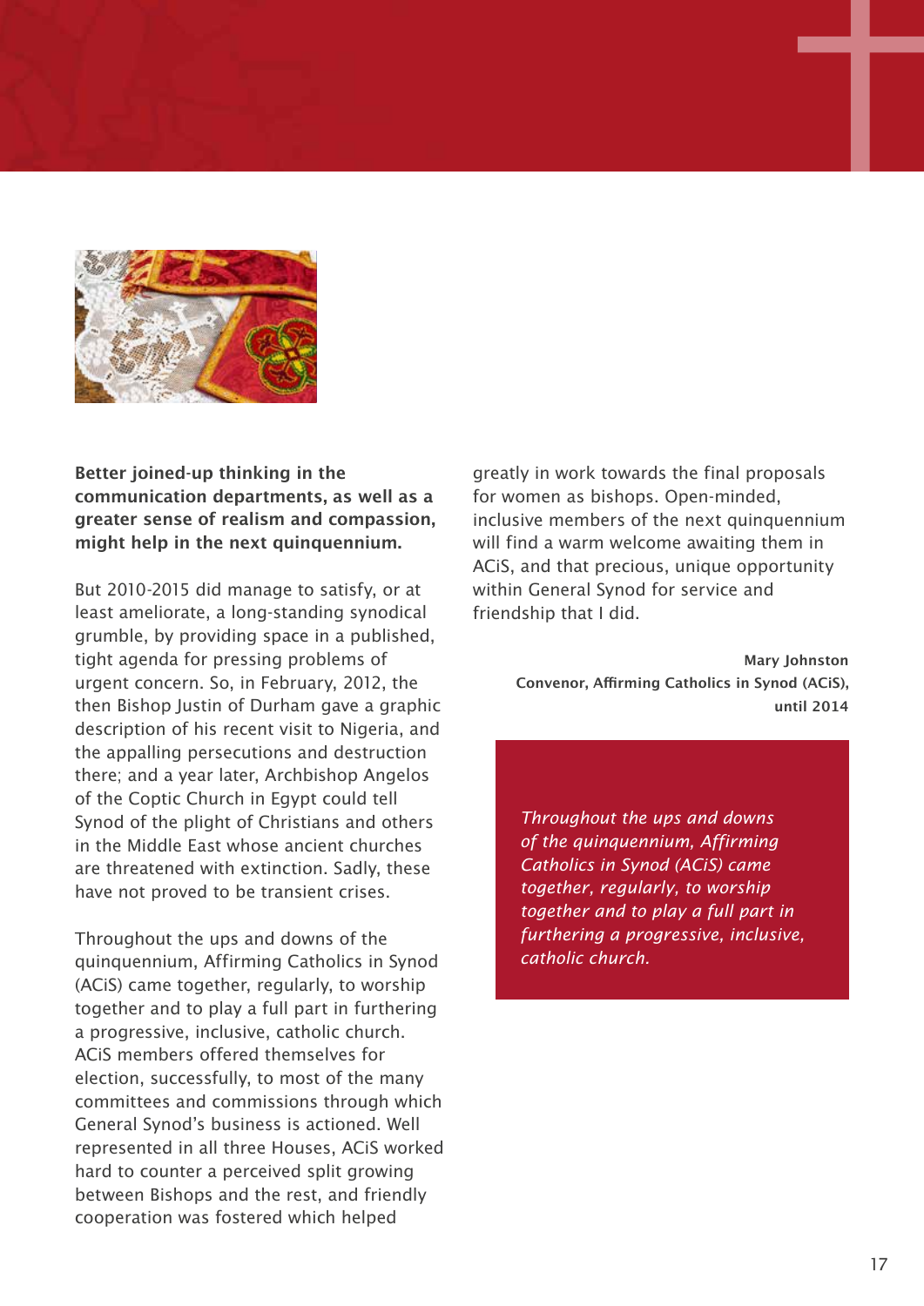**Better joined-up thinking in the communication departments, as well as a greater sense of realism and compassion, might help in the next quinquennium.**

But 2010-2015 did manage to satisfy, or at least ameliorate, a long-standing synodical grumble, by providing space in a published, tight agenda for pressing problems of urgent concern. So, in February, 2012, the then Bishop Justin of Durham gave a graphic description of his recent visit to Nigeria, and the appalling persecutions and destruction there; and a year later, Archbishop Angelos of the Coptic Church in Egypt could tell Synod of the plight of Christians and others in the Middle East whose ancient churches are threatened with extinction. Sadly, these have not proved to be transient crises.

Throughout the ups and downs of the quinquennium, Affirming Catholics in Synod (ACiS) came together, regularly, to worship together and to play a full part in furthering a progressive, inclusive, catholic church. ACiS members offered themselves for election, successfully, to most of the many committees and commissions through which General Synod's business is actioned. Well represented in all three Houses, ACiS worked hard to counter a perceived split growing between Bishops and the rest, and friendly cooperation was fostered which helped greatly in work towards the final proposals for women as bishops. Open-minded, inclusive members of the next quinquennium will find a warm welcome awaiting them in ACiS, and that precious, unique opportunity within General Synod for service and friendship that I did.

**Mary Johnston**
**Convenor, Affirming Catholics in Synod (ACiS), until 2014**

*Throughout the ups and downs of the quinquennium, Affirming Catholics in Synod (ACiS) came together, regularly, to worship together and to play a full part in furthering a progressive, inclusive, catholic church.*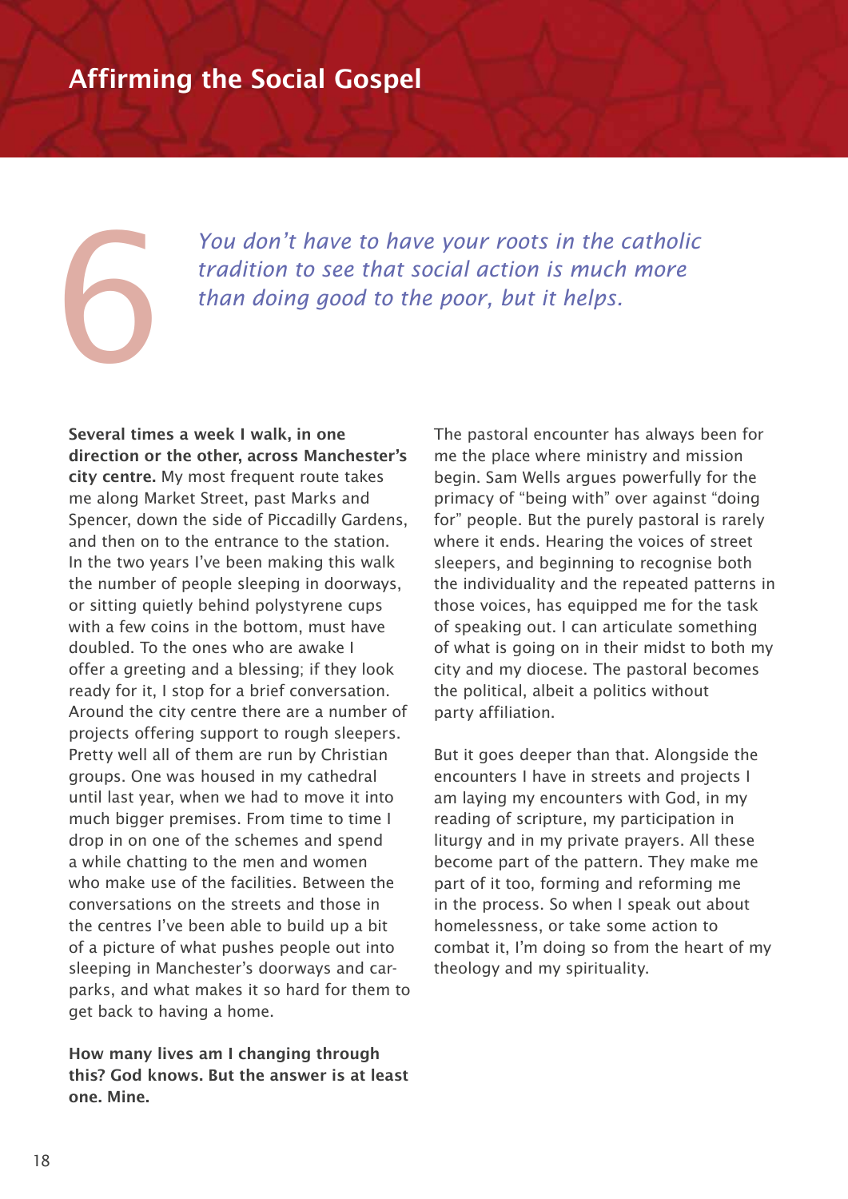# Affirming the Social Gospel

## 6

*You don't have to have your roots in the catholic tradition to see that social action is much more than doing good to the poor, but it helps.*

**Several times a week I walk, in one direction or the other, across Manchester's city centre.** My most frequent route takes me along Market Street, past Marks and Spencer, down the side of Piccadilly Gardens, and then on to the entrance to the station. In the two years I've been making this walk the number of people sleeping in doorways, or sitting quietly behind polystyrene cups with a few coins in the bottom, must have doubled. To the ones who are awake I offer a greeting and a blessing; if they look ready for it, I stop for a brief conversation. Around the city centre there are a number of projects offering support to rough sleepers. Pretty well all of them are run by Christian groups. One was housed in my cathedral until last year, when we had to move it into much bigger premises. From time to time I drop in on one of the schemes and spend a while chatting to the men and women who make use of the facilities. Between the conversations on the streets and those in the centres I've been able to build up a bit of a picture of what pushes people out into sleeping in Manchester's doorways and car-parks, and what makes it so hard for them to get back to having a home.

**How many lives am I changing through this? God knows. But the answer is at least one. Mine.**

The pastoral encounter has always been for me the place where ministry and mission begin. Sam Wells argues powerfully for the primacy of "being with" over against "doing for" people. But the purely pastoral is rarely where it ends. Hearing the voices of street sleepers, and beginning to recognise both the individuality and the repeated patterns in those voices, has equipped me for the task of speaking out. I can articulate something of what is going on in their midst to both my city and my diocese. The pastoral becomes the political, albeit a politics without party affiliation.

But it goes deeper than that. Alongside the encounters I have in streets and projects I am laying my encounters with God, in my reading of scripture, my participation in liturgy and in my private prayers. All these become part of the pattern. They make me part of it too, forming and reforming me in the process. So when I speak out about homelessness, or take some action to combat it, I'm doing so from the heart of my theology and my spirituality.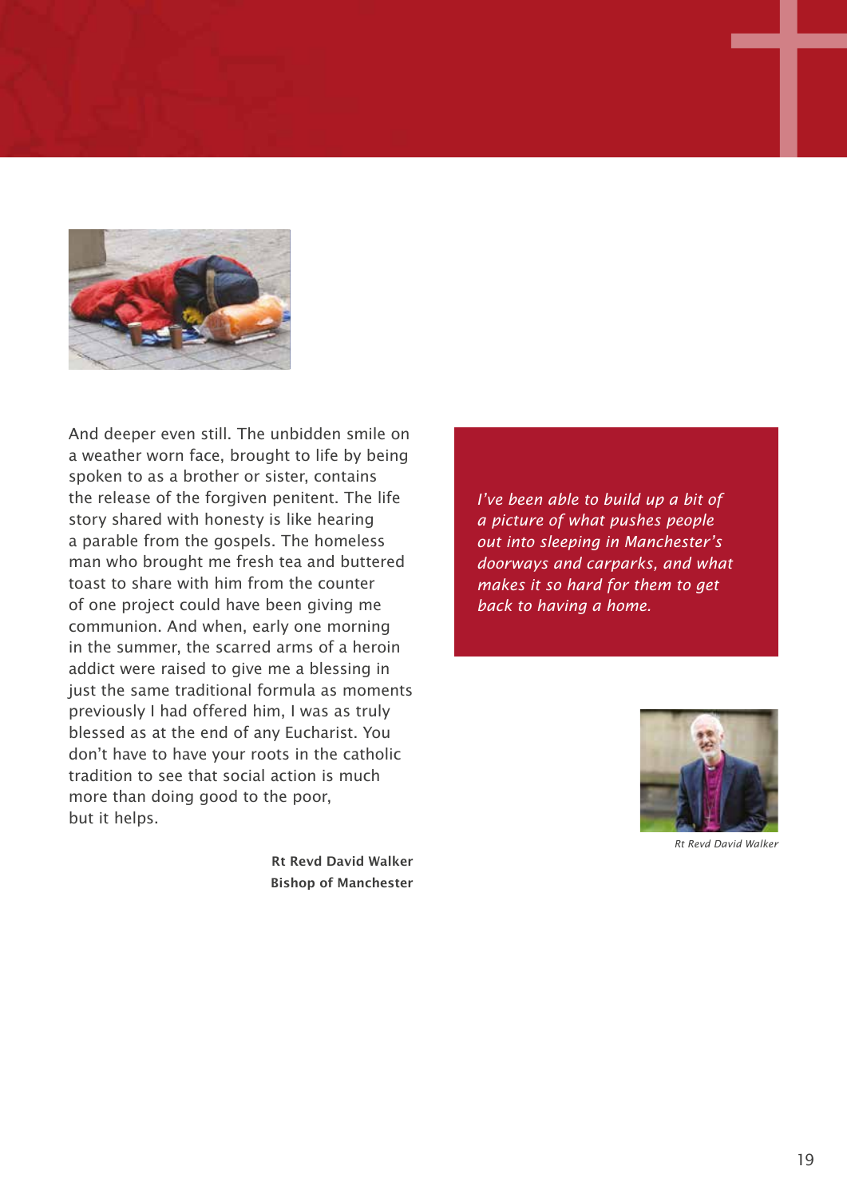And deeper even still. The unbidden smile on a weather worn face, brought to life by being spoken to as a brother or sister, contains the release of the forgiven penitent. The life story shared with honesty is like hearing a parable from the gospels. The homeless man who brought me fresh tea and buttered toast to share with him from the counter of one project could have been giving me communion. And when, early one morning in the summer, the scarred arms of a heroin addict were raised to give me a blessing in just the same traditional formula as moments previously I had offered him, I was as truly blessed as at the end of any Eucharist. You don't have to have your roots in the catholic tradition to see that social action is much more than doing good to the poor, but it helps.

**Rt Revd David Walker**
**Bishop of Manchester**

*I've been able to build up a bit of a picture of what pushes people out into sleeping in Manchester's doorways and carparks, and what makes it so hard for them to get back to having a home.*

*Rt Revd David Walker*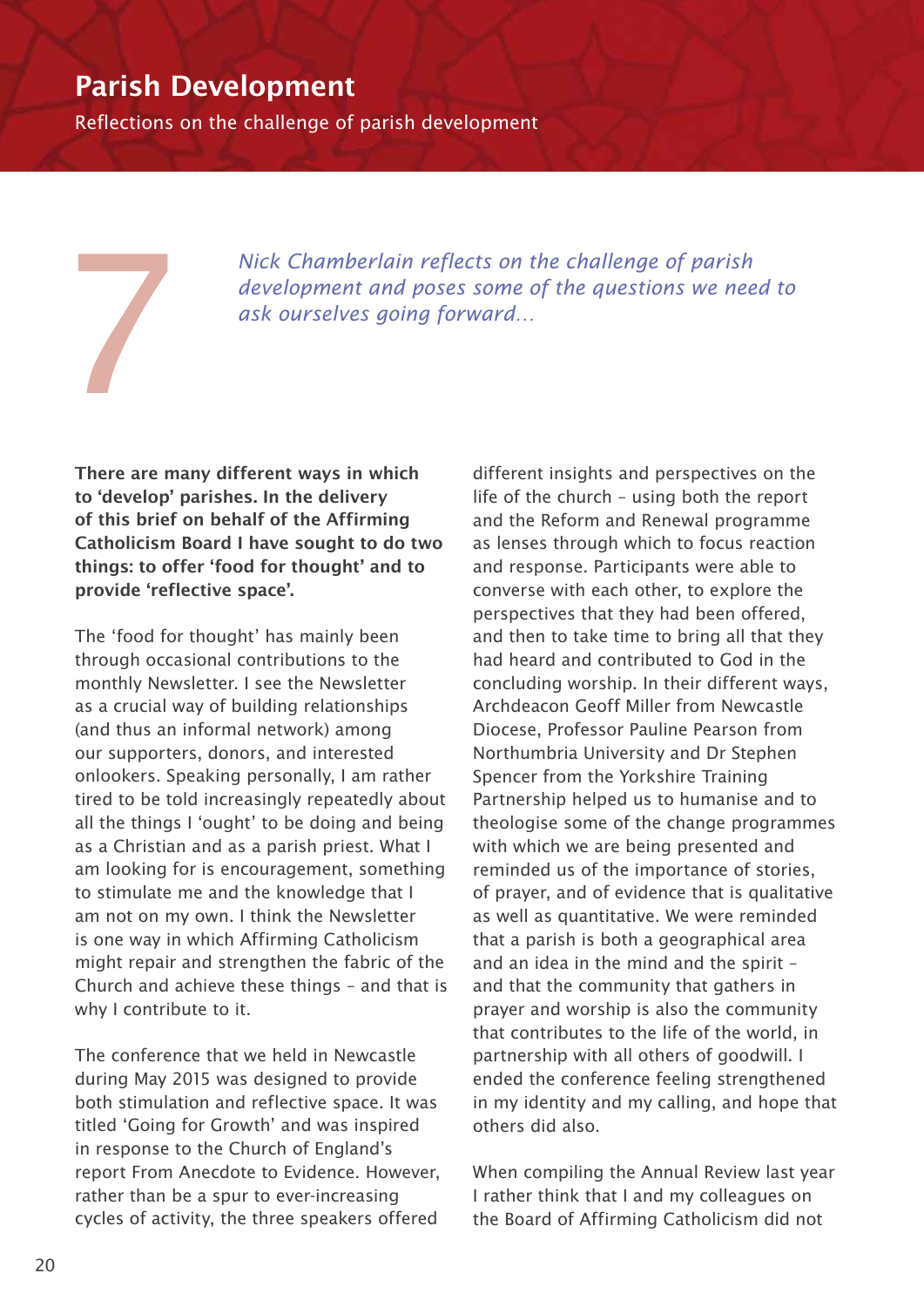# Parish Development

Reflections on the challenge of parish development

7

*Nick Chamberlain reflects on the challenge of parish development and poses some of the questions we need to ask ourselves going forward…*

**There are many different ways in which to 'develop' parishes. In the delivery of this brief on behalf of the Affirming Catholicism Board I have sought to do two things: to offer 'food for thought' and to provide 'reflective space'.**

The 'food for thought' has mainly been through occasional contributions to the monthly Newsletter. I see the Newsletter as a crucial way of building relationships (and thus an informal network) among our supporters, donors, and interested onlookers. Speaking personally, I am rather tired to be told increasingly repeatedly about all the things I 'ought' to be doing and being as a Christian and as a parish priest. What I am looking for is encouragement, something to stimulate me and the knowledge that I am not on my own. I think the Newsletter is one way in which Affirming Catholicism might repair and strengthen the fabric of the Church and achieve these things – and that is why I contribute to it.

The conference that we held in Newcastle during May 2015 was designed to provide both stimulation and reflective space. It was titled 'Going for Growth' and was inspired in response to the Church of England's report From Anecdote to Evidence. However, rather than be a spur to ever-increasing cycles of activity, the three speakers offered different insights and perspectives on the life of the church – using both the report and the Reform and Renewal programme as lenses through which to focus reaction and response. Participants were able to converse with each other, to explore the perspectives that they had been offered, and then to take time to bring all that they had heard and contributed to God in the concluding worship. In their different ways, Archdeacon Geoff Miller from Newcastle Diocese, Professor Pauline Pearson from Northumbria University and Dr Stephen Spencer from the Yorkshire Training Partnership helped us to humanise and to theologise some of the change programmes with which we are being presented and reminded us of the importance of stories, of prayer, and of evidence that is qualitative as well as quantitative. We were reminded that a parish is both a geographical area and an idea in the mind and the spirit – and that the community that gathers in prayer and worship is also the community that contributes to the life of the world, in partnership with all others of goodwill. I ended the conference feeling strengthened in my identity and my calling, and hope that others did also.

When compiling the Annual Review last year I rather think that I and my colleagues on the Board of Affirming Catholicism did not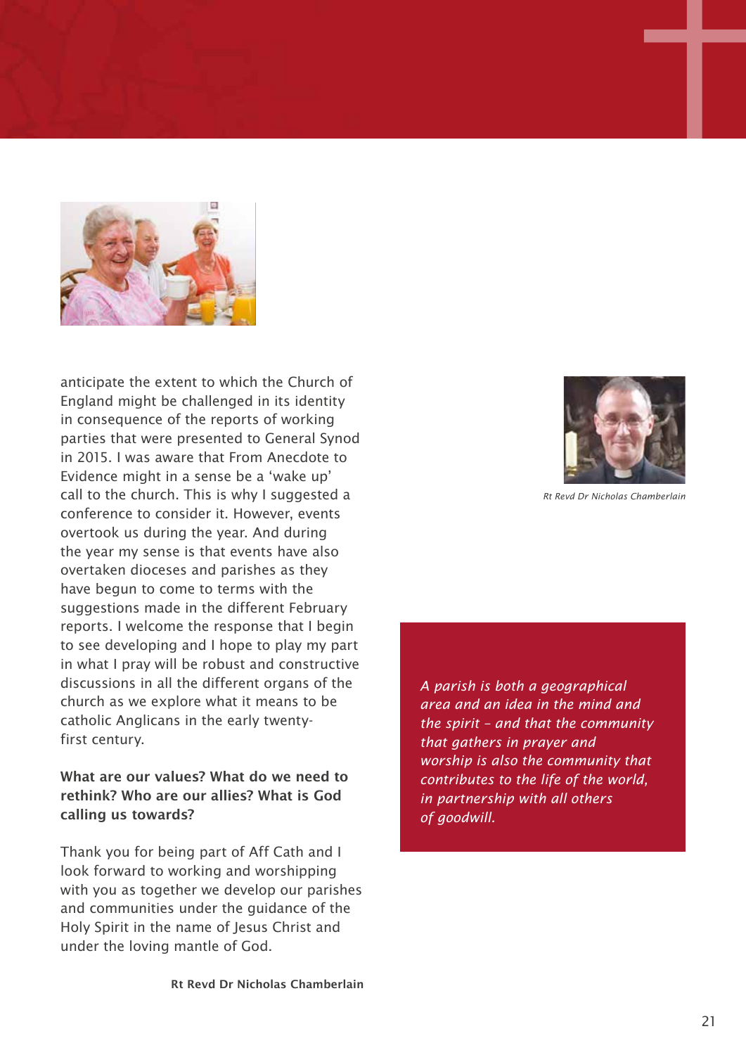anticipate the extent to which the Church of England might be challenged in its identity in consequence of the reports of working parties that were presented to General Synod in 2015. I was aware that From Anecdote to Evidence might in a sense be a 'wake up' call to the church. This is why I suggested a conference to consider it. However, events overtook us during the year. And during the year my sense is that events have also overtaken dioceses and parishes as they have begun to come to terms with the suggestions made in the different February reports. I welcome the response that I begin to see developing and I hope to play my part in what I pray will be robust and constructive discussions in all the different organs of the church as we explore what it means to be catholic Anglicans in the early twenty-first century.

**What are our values? What do we need to rethink? Who are our allies? What is God calling us towards?**

Thank you for being part of Aff Cath and I look forward to working and worshipping with you as together we develop our parishes and communities under the guidance of the Holy Spirit in the name of Jesus Christ and under the loving mantle of God.

**Rt Revd Dr Nicholas Chamberlain**

*Rt Revd Dr Nicholas Chamberlain*

*A parish is both a geographical area and an idea in the mind and the spirit – and that the community that gathers in prayer and worship is also the community that contributes to the life of the world, in partnership with all others of goodwill.*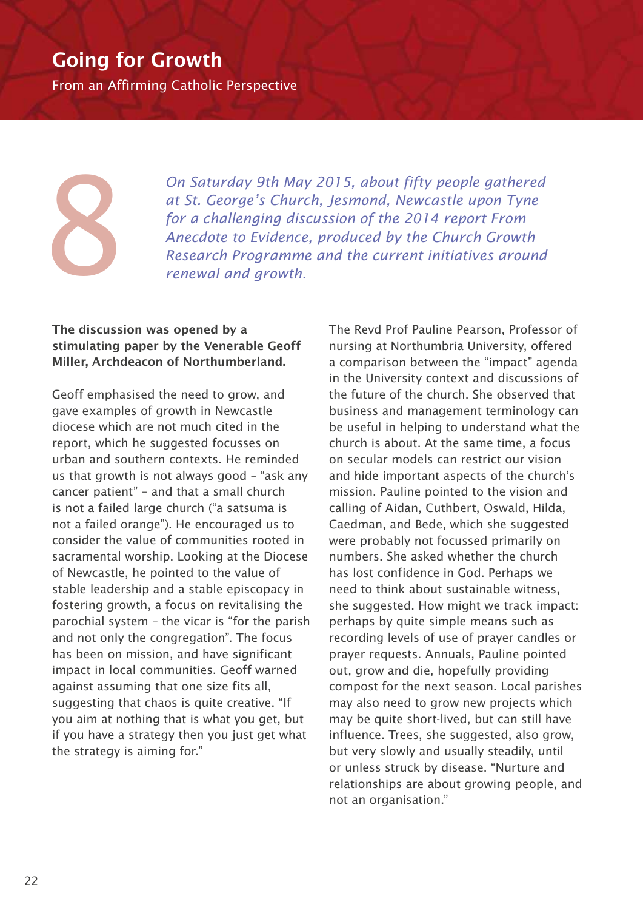# Going for Growth

From an Affirming Catholic Perspective

8

*On Saturday 9th May 2015, about fifty people gathered at St. George's Church, Jesmond, Newcastle upon Tyne for a challenging discussion of the 2014 report From Anecdote to Evidence, produced by the Church Growth Research Programme and the current initiatives around renewal and growth.*

**The discussion was opened by a stimulating paper by the Venerable Geoff Miller, Archdeacon of Northumberland.**

Geoff emphasised the need to grow, and gave examples of growth in Newcastle diocese which are not much cited in the report, which he suggested focusses on urban and southern contexts. He reminded us that growth is not always good – "ask any cancer patient" – and that a small church is not a failed large church ("a satsuma is not a failed orange"). He encouraged us to consider the value of communities rooted in sacramental worship. Looking at the Diocese of Newcastle, he pointed to the value of stable leadership and a stable episcopacy in fostering growth, a focus on revitalising the parochial system – the vicar is "for the parish and not only the congregation". The focus has been on mission, and have significant impact in local communities. Geoff warned against assuming that one size fits all, suggesting that chaos is quite creative. "If you aim at nothing that is what you get, but if you have a strategy then you just get what the strategy is aiming for."

The Revd Prof Pauline Pearson, Professor of nursing at Northumbria University, offered a comparison between the "impact" agenda in the University context and discussions of the future of the church. She observed that business and management terminology can be useful in helping to understand what the church is about. At the same time, a focus on secular models can restrict our vision and hide important aspects of the church's mission. Pauline pointed to the vision and calling of Aidan, Cuthbert, Oswald, Hilda, Caedman, and Bede, which she suggested were probably not focussed primarily on numbers. She asked whether the church has lost confidence in God. Perhaps we need to think about sustainable witness, she suggested. How might we track impact: perhaps by quite simple means such as recording levels of use of prayer candles or prayer requests. Annuals, Pauline pointed out, grow and die, hopefully providing compost for the next season. Local parishes may also need to grow new projects which may be quite short-lived, but can still have influence. Trees, she suggested, also grow, but very slowly and usually steadily, until or unless struck by disease. "Nurture and relationships are about growing people, and not an organisation."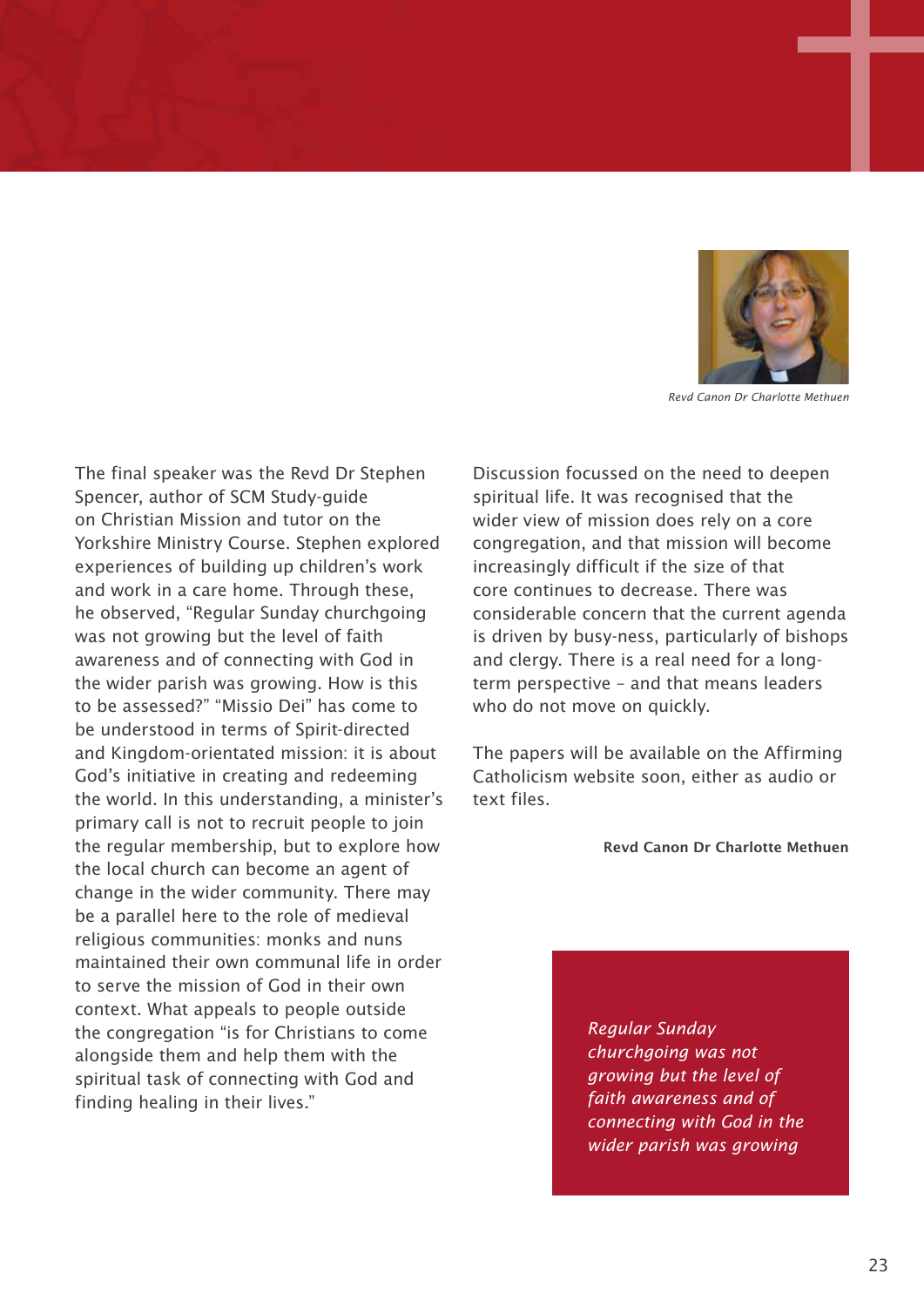Revd Canon Dr Charlotte Methuen

The final speaker was the Revd Dr Stephen Spencer, author of SCM Study-guide on Christian Mission and tutor on the Yorkshire Ministry Course. Stephen explored experiences of building up children's work and work in a care home. Through these, he observed, "Regular Sunday churchgoing was not growing but the level of faith awareness and of connecting with God in the wider parish was growing. How is this to be assessed?" "Missio Dei" has come to be understood in terms of Spirit-directed and Kingdom-orientated mission: it is about God's initiative in creating and redeeming the world. In this understanding, a minister's primary call is not to recruit people to join the regular membership, but to explore how the local church can become an agent of change in the wider community. There may be a parallel here to the role of medieval religious communities: monks and nuns maintained their own communal life in order to serve the mission of God in their own context. What appeals to people outside the congregation "is for Christians to come alongside them and help them with the spiritual task of connecting with God and finding healing in their lives."

Discussion focussed on the need to deepen spiritual life. It was recognised that the wider view of mission does rely on a core congregation, and that mission will become increasingly difficult if the size of that core continues to decrease. There was considerable concern that the current agenda is driven by busy-ness, particularly of bishops and clergy. There is a real need for a long-term perspective – and that means leaders who do not move on quickly.

The papers will be available on the Affirming Catholicism website soon, either as audio or text files.

**Revd Canon Dr Charlotte Methuen**

*Regular Sunday churchgoing was not growing but the level of faith awareness and of connecting with God in the wider parish was growing*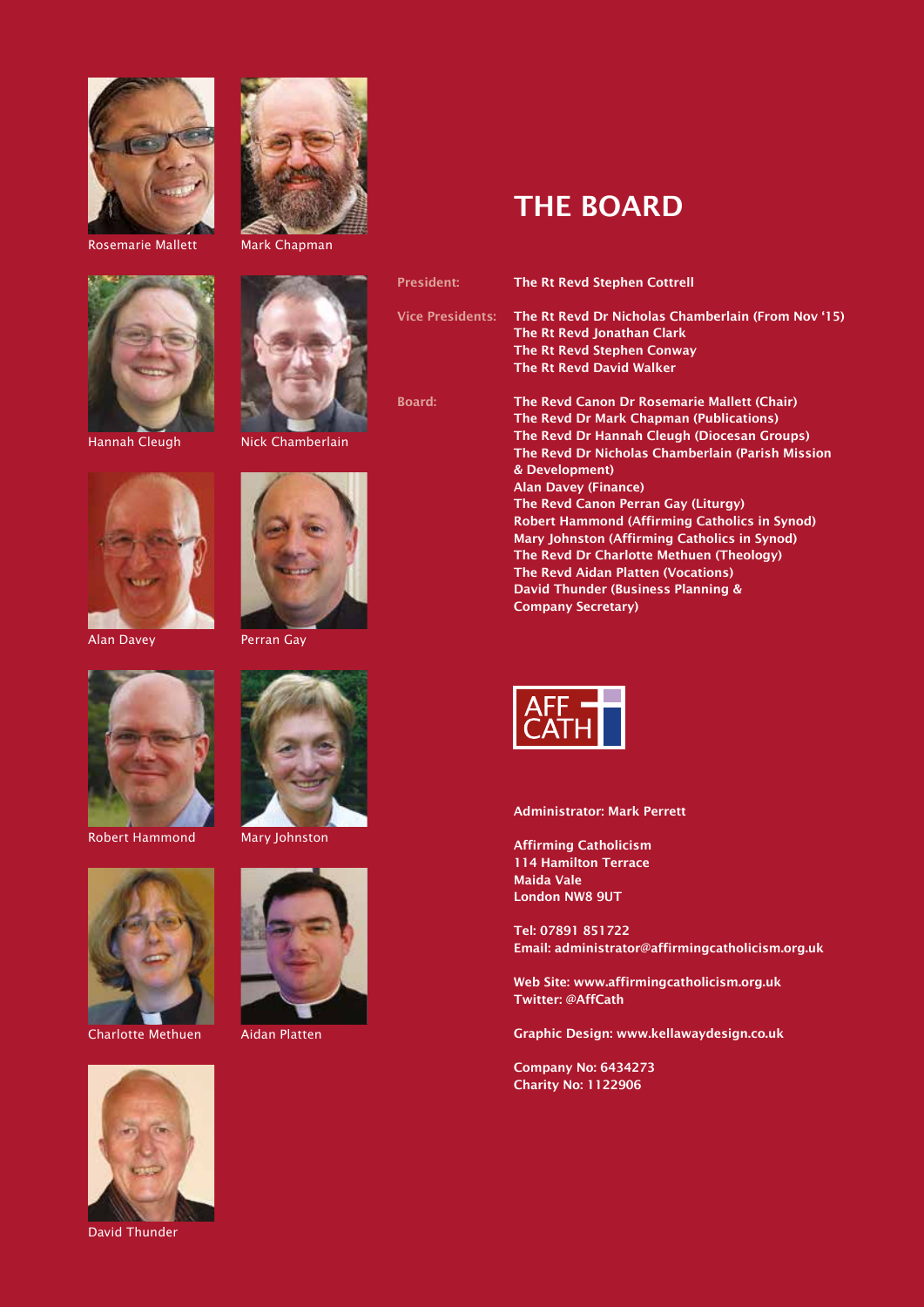Rosemarie Mallett

Mark Chapman

Hannah Cleugh

Nick Chamberlain

Alan Davey

Perran Gay

Robert Hammond

Mary Johnston

Charlotte Methuen

Aidan Platten

David Thunder

# THE BOARD

**President:** The Rt Revd Stephen Cottrell

**Vice Presidents:**
The Rt Revd Dr Nicholas Chamberlain (From Nov '15)
The Rt Revd Jonathan Clark
The Rt Revd Stephen Conway
The Rt Revd David Walker

**Board:**
The Revd Canon Dr Rosemarie Mallett (Chair)
The Revd Dr Mark Chapman (Publications)
The Revd Dr Hannah Cleugh (Diocesan Groups)
The Revd Dr Nicholas Chamberlain (Parish Mission & Development)
Alan Davey (Finance)
The Revd Canon Perran Gay (Liturgy)
Robert Hammond (Affirming Catholics in Synod)
Mary Johnston (Affirming Catholics in Synod)
The Revd Dr Charlotte Methuen (Theology)
The Revd Aidan Platten (Vocations)
David Thunder (Business Planning & Company Secretary)

AFF CATH

**Administrator: Mark Perrett**

**Affirming Catholicism**
**114 Hamilton Terrace**
**Maida Vale**
**London NW8 9UT**

**Tel: 07891 851722**
**Email: administrator@affirmingcatholicism.org.uk**

**Web Site: www.affirmingcatholicism.org.uk**
**Twitter: @AffCath**

**Graphic Design: www.kellawaydesign.co.uk**

**Company No: 6434273**
**Charity No: 1122906**